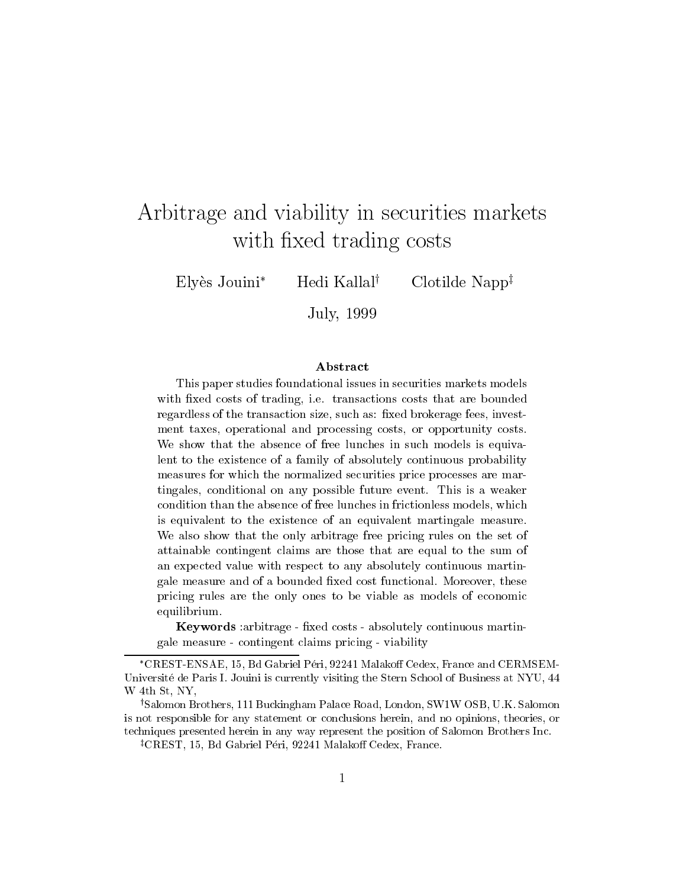# Arbitrage and viability in securities markets with fixed trading costs

Elyès Jouini[*] Hedi Kallal[†] Clotilde Napp[‡]

July, 1999

### Abstract

This paper studies foundational issues in securities markets models with fixed costs of trading, i.e. transactions costs that are bounded regardless of the transaction size, such as: fixed brokerage fees, investment taxes, operational and processing costs, or opportunity costs. We show that the absence of free lunches in such models is equivalent to the existence of a family of absolutely continuous probability measures for which the normalized securities price processes are martingales, conditional on any possible future event. This is a weaker condition than the absence of free lunches in frictionless models, which is equivalent to the existence of an equivalent martingale measure. We also show that the only arbitrage free pricing rules on the set of attainable contingent claims are those that are equal to the sum of an expected value with respect to any absolutely continuous martingale measure and of a bounded fixed cost functional. Moreover, these pricing rules are the only ones to be viable as models of economic equilibrium.

**Keywords** :arbitrage - fixed costs - absolutely continuous martingale measure - contingent claims pricing - viability

---

[*] CREST-ENSAE, 15, Bd Gabriel Péri, 92241 Malakoff Cedex, France and CERMSEM-Université de Paris I. Jouini is currently visiting the Stern School of Business at NYU, 44 W 4th St, NY,

[†] Salomon Brothers, 111 Buckingham Palace Road, London, SW1W OSB, U.K. Salomon is not responsible for any statement or conclusions herein, and no opinions, theories, or techniques presented herein in any way represent the position of Salomon Brothers Inc.

[‡] CREST, 15, Bd Gabriel Péri, 92241 Malakoff Cedex, France.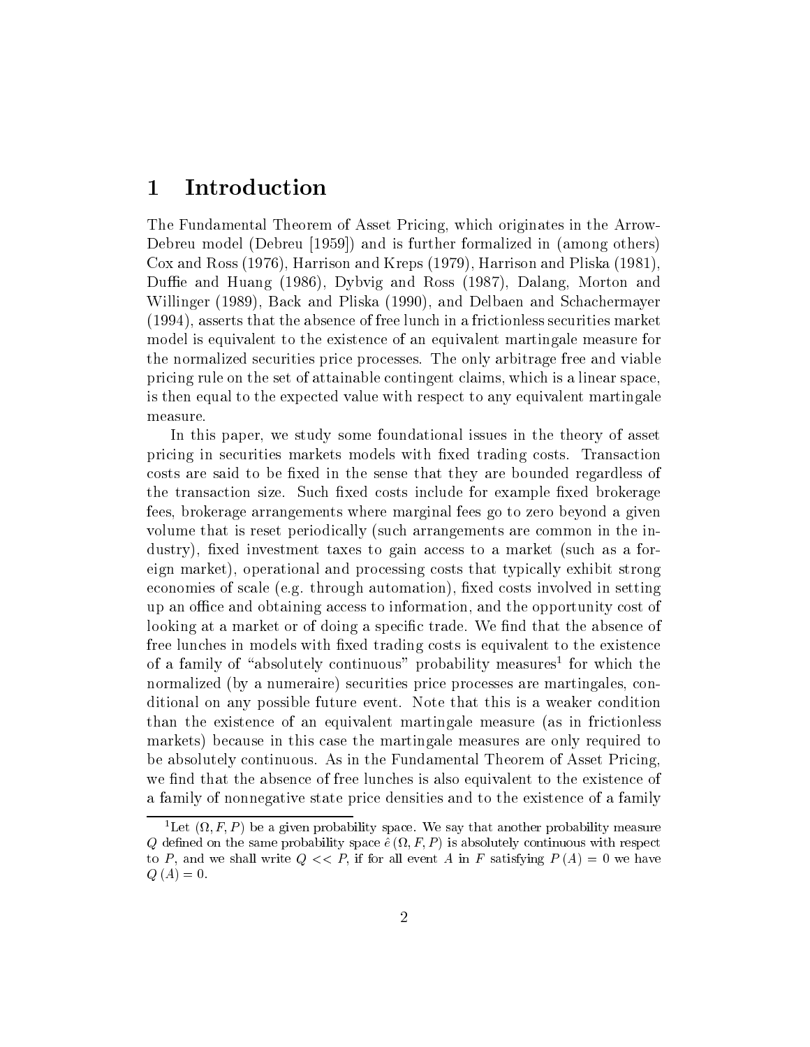# 1 Introduction

The Fundamental Theorem of Asset Pricing, which originates in the Arrow-Debreu model (Debreu [1959]) and is further formalized in (among others) Cox and Ross (1976), Harrison and Kreps (1979), Harrison and Pliska (1981), Duffie and Huang (1986), Dybvig and Ross (1987), Dalang, Morton and Willinger (1989), Back and Pliska (1990), and Delbaen and Schachermayer (1994), asserts that the absence of free lunch in a frictionless securities market model is equivalent to the existence of an equivalent martingale measure for the normalized securities price processes. The only arbitrage free and viable pricing rule on the set of attainable contingent claims, which is a linear space, is then equal to the expected value with respect to any equivalent martingale measure.

In this paper, we study some foundational issues in the theory of asset pricing in securities markets models with fixed trading costs. Transaction costs are said to be fixed in the sense that they are bounded regardless of the transaction size. Such fixed costs include for example fixed brokerage fees, brokerage arrangements where marginal fees go to zero beyond a given volume that is reset periodically (such arrangements are common in the industry), fixed investment taxes to gain access to a market (such as a foreign market), operational and processing costs that typically exhibit strong economies of scale (e.g. through automation), fixed costs involved in setting up an office and obtaining access to information, and the opportunity cost of looking at a market or of doing a specific trade. We find that the absence of free lunches in models with fixed trading costs is equivalent to the existence of a family of "absolutely continuous" probability measures[1] for which the normalized (by a numeraire) securities price processes are martingales, conditional on any possible future event. Note that this is a weaker condition than the existence of an equivalent martingale measure (as in frictionless markets) because in this case the martingale measures are only required to be absolutely continuous. As in the Fundamental Theorem of Asset Pricing, we find that the absence of free lunches is also equivalent to the existence of a family of nonnegative state price densities and to the existence of a family

[1] Let $(\Omega, F, P)$ be a given probability space. We say that another probability measure $Q$ defined on the same probability space $\hat{e}\,(\Omega, F, P)$ is absolutely continuous with respect to $P$, and we shall write $Q << P$, if for all event $A$ in $F$ satisfying $P(A) = 0$ we have $Q(A) = 0$.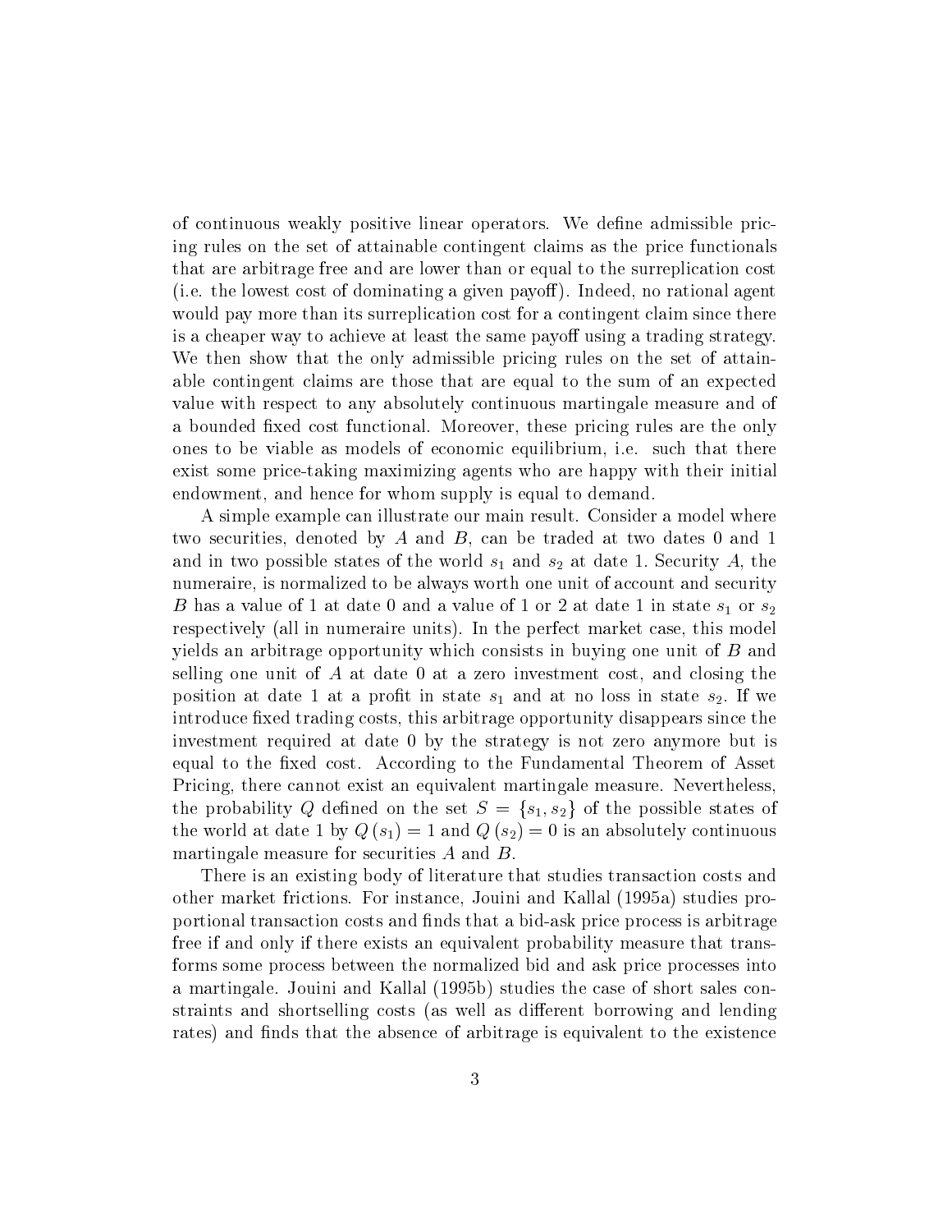of continuous weakly positive linear operators. We define admissible pricing rules on the set of attainable contingent claims as the price functionals that are arbitrage free and are lower than or equal to the surreplication cost (i.e. the lowest cost of dominating a given payoff). Indeed, no rational agent would pay more than its surreplication cost for a contingent claim since there is a cheaper way to achieve at least the same payoff using a trading strategy. We then show that the only admissible pricing rules on the set of attainable contingent claims are those that are equal to the sum of an expected value with respect to any absolutely continuous martingale measure and of a bounded fixed cost functional. Moreover, these pricing rules are the only ones to be viable as models of economic equilibrium, i.e. such that there exist some price-taking maximizing agents who are happy with their initial endowment, and hence for whom supply is equal to demand.

A simple example can illustrate our main result. Consider a model where two securities, denoted by $A$ and $B$, can be traded at two dates 0 and 1 and in two possible states of the world $s_1$ and $s_2$ at date 1. Security $A$, the numeraire, is normalized to be always worth one unit of account and security $B$ has a value of 1 at date 0 and a value of 1 or 2 at date 1 in state $s_1$ or $s_2$ respectively (all in numeraire units). In the perfect market case, this model yields an arbitrage opportunity which consists in buying one unit of $B$ and selling one unit of $A$ at date 0 at a zero investment cost, and closing the position at date 1 at a profit in state $s_1$ and at no loss in state $s_2$. If we introduce fixed trading costs, this arbitrage opportunity disappears since the investment required at date 0 by the strategy is not zero anymore but is equal to the fixed cost. According to the Fundamental Theorem of Asset Pricing, there cannot exist an equivalent martingale measure. Nevertheless, the probability $Q$ defined on the set $S = \{s_1, s_2\}$ of the possible states of the world at date 1 by $Q(s_1) = 1$ and $Q(s_2) = 0$ is an absolutely continuous martingale measure for securities $A$ and $B$.

There is an existing body of literature that studies transaction costs and other market frictions. For instance, Jouini and Kallal (1995a) studies proportional transaction costs and finds that a bid-ask price process is arbitrage free if and only if there exists an equivalent probability measure that transforms some process between the normalized bid and ask price processes into a martingale. Jouini and Kallal (1995b) studies the case of short sales constraints and shortselling costs (as well as different borrowing and lending rates) and finds that the absence of arbitrage is equivalent to the existence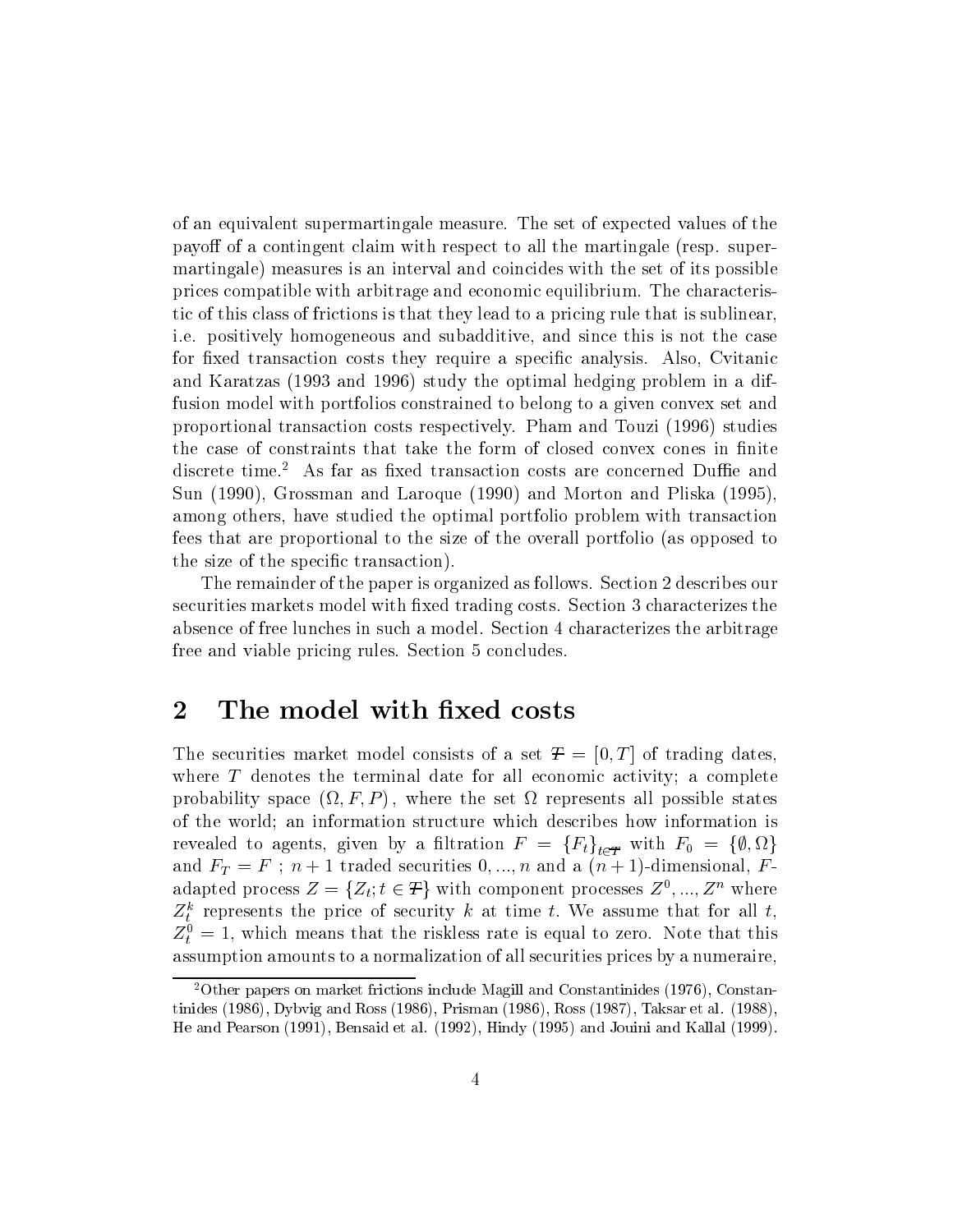of an equivalent supermartingale measure. The set of expected values of the payoff of a contingent claim with respect to all the martingale (resp. supermartingale) measures is an interval and coincides with the set of its possible prices compatible with arbitrage and economic equilibrium. The characteristic of this class of frictions is that they lead to a pricing rule that is sublinear, i.e. positively homogeneous and subadditive, and since this is not the case for fixed transaction costs they require a specific analysis. Also, Cvitanic and Karatzas (1993 and 1996) study the optimal hedging problem in a diffusion model with portfolios constrained to belong to a given convex set and proportional transaction costs respectively. Pham and Touzi (1996) studies the case of constraints that take the form of closed convex cones in finite discrete time.[2] As far as fixed transaction costs are concerned Duffie and Sun (1990), Grossman and Laroque (1990) and Morton and Pliska (1995), among others, have studied the optimal portfolio problem with transaction fees that are proportional to the size of the overall portfolio (as opposed to the size of the specific transaction).

The remainder of the paper is organized as follows. Section 2 describes our securities markets model with fixed trading costs. Section 3 characterizes the absence of free lunches in such a model. Section 4 characterizes the arbitrage free and viable pricing rules. Section 5 concludes.

## 2 The model with fixed costs

The securities market model consists of a set $\mathcal{T} = [0, T]$ of trading dates, where $T$ denotes the terminal date for all economic activity; a complete probability space $(\Omega, F, P)$, where the set $\Omega$ represents all possible states of the world; an information structure which describes how information is revealed to agents, given by a filtration $F = \{F_t\}_{t \in \mathcal{T}}$ with $F_0 = \{\emptyset, \Omega\}$ and $F_T = F$ ; $n+1$ traded securities $0, ..., n$ and a $(n+1)$-dimensional, $F$-adapted process $Z = \{Z_t; t \in \mathcal{T}\}$ with component processes $Z^0, ..., Z^n$ where $Z_t^k$ represents the price of security $k$ at time $t$. We assume that for all $t$, $Z_t^0 = 1$, which means that the riskless rate is equal to zero. Note that this assumption amounts to a normalization of all securities prices by a numeraire,

[2] Other papers on market frictions include Magill and Constantinides (1976), Constantinides (1986), Dybvig and Ross (1986), Prisman (1986), Ross (1987), Taksar et al. (1988), He and Pearson (1991), Bensaid et al. (1992), Hindy (1995) and Jouini and Kallal (1999).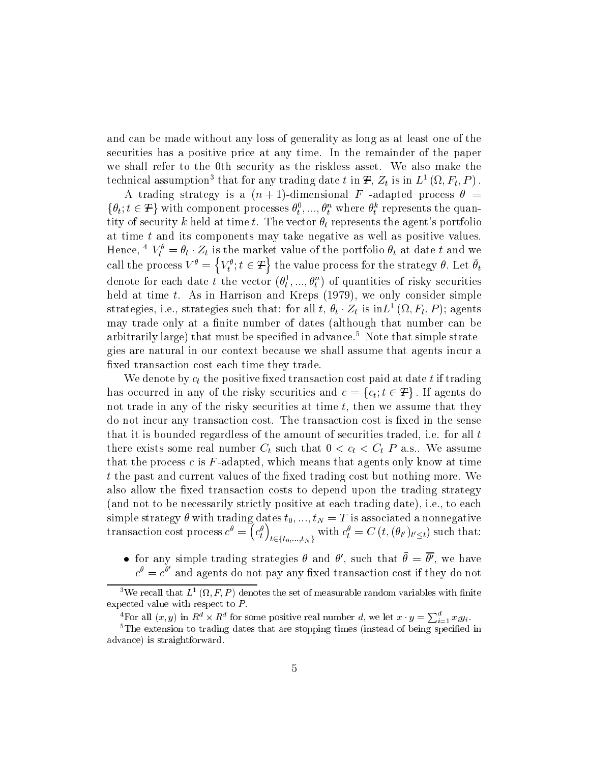and can be made without any loss of generality as long as at least one of the securities has a positive price at any time. In the remainder of the paper we shall refer to the 0th security as the riskless asset. We also make the technical assumption[3] that for any trading date $t$ in $\mathcal{T}$, $Z_t$ is in $L^1(\Omega, F_t, P)$.

A trading strategy is a $(n+1)$-dimensional $F$ -adapted process $\theta = \{\theta_t; t \in \mathcal{T}\}$ with component processes $\theta_t^0, ..., \theta_t^n$ where $\theta_t^k$ represents the quantity of security $k$ held at time $t$. The vector $\theta_t$ represents the agent's portfolio at time $t$ and its components may take negative as well as positive values. Hence, [4] $V_t^\theta = \theta_t \cdot Z_t$ is the market value of the portfolio $\theta_t$ at date $t$ and we call the process $V^\theta = \{V_t^\theta; t \in \mathcal{T}\}$ the value process for the strategy $\theta$. Let $\bar{\theta}_t$ denote for each date $t$ the vector $(\theta_t^1, ..., \theta_t^n)$ of quantities of risky securities held at time $t$. As in Harrison and Kreps (1979), we only consider simple strategies, i.e., strategies such that: for all $t$, $\theta_t \cdot Z_t$ is in$L^1(\Omega, F_t, P)$; agents may trade only at a finite number of dates (although that number can be arbitrarily large) that must be specified in advance.[5] Note that simple strategies are natural in our context because we shall assume that agents incur a fixed transaction cost each time they trade.

We denote by $c_t$ the positive fixed transaction cost paid at date $t$ if trading has occurred in any of the risky securities and $c = \{c_t; t \in \mathcal{T}\}$. If agents do not trade in any of the risky securities at time $t$, then we assume that they do not incur any transaction cost. The transaction cost is fixed in the sense that it is bounded regardless of the amount of securities traded, i.e. for all $t$ there exists some real number $C_t$ such that $0 < c_t < C_t$ $P$ a.s.. We assume that the process $c$ is $F$-adapted, which means that agents only know at time $t$ the past and current values of the fixed trading cost but nothing more. We also allow the fixed transaction costs to depend upon the trading strategy (and not to be necessarily strictly positive at each trading date), i.e., to each simple strategy $\theta$ with trading dates $t_0, ..., t_N = T$ is associated a nonnegative transaction cost process $c^\theta = \left(c_t^\theta\right)_{t \in \{t_0, ..., t_N\}}$ with $c_t^\theta = C\left(t, (\theta_{t'})_{t' \leq t}\right)$ such that:

- for any simple trading strategies $\theta$ and $\theta'$, such that $\bar{\theta} = \overline{\theta'}$, we have $c^\theta = c^{\theta'}$ and agents do not pay any fixed transaction cost if they do not

---

[3] We recall that $L^1(\Omega, F, P)$ denotes the set of measurable random variables with finite expected value with respect to $P$.

[4] For all $(x, y)$ in $R^d \times R^d$ for some positive real number $d$, we let $x \cdot y = \sum_{i=1}^d x_i y_i$.

[5] The extension to trading dates that are stopping times (instead of being specified in advance) is straightforward.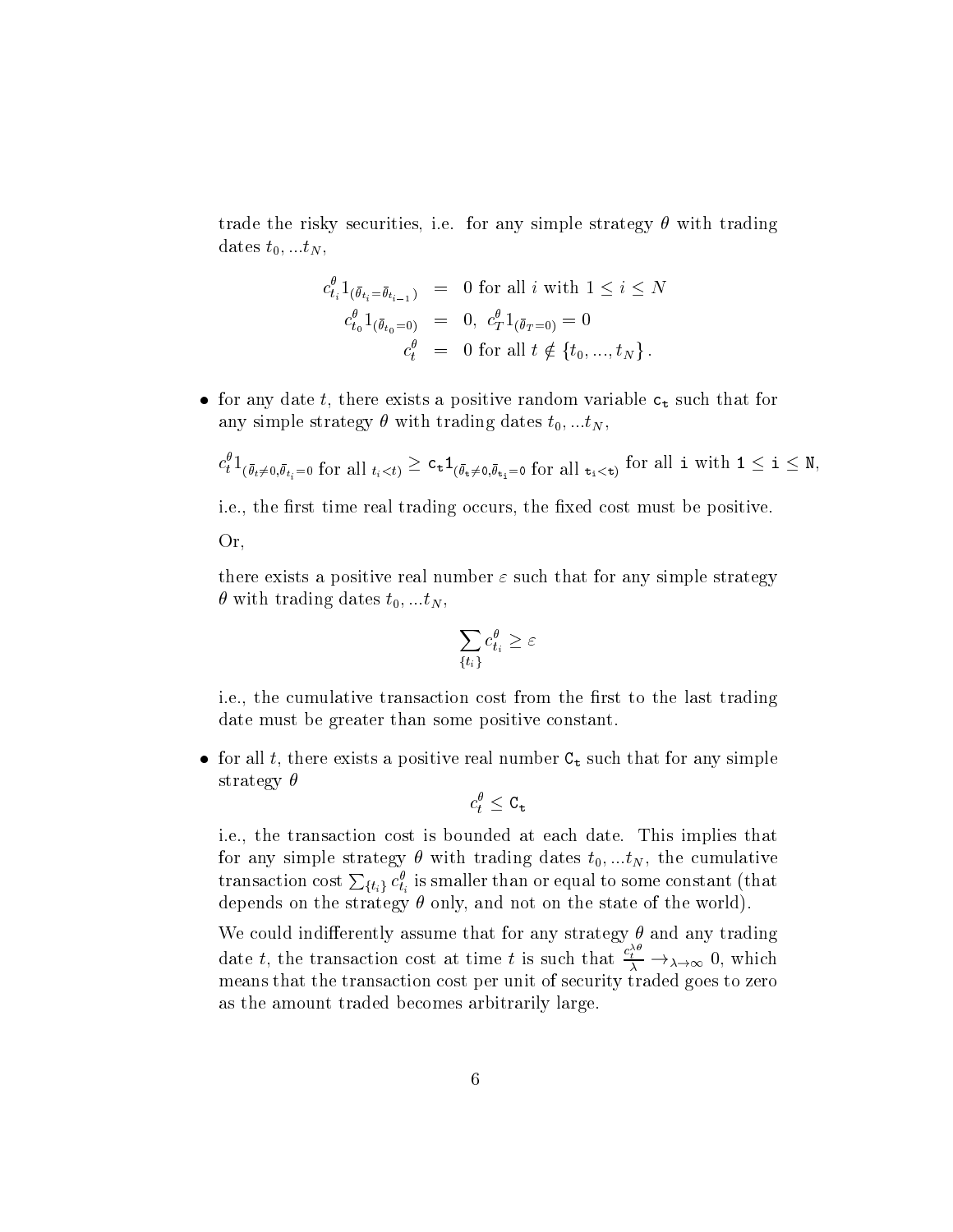trade the risky securities, i.e. for any simple strategy $\theta$ with trading dates $t_0, ...t_N$,

$$\begin{aligned}
c^{\theta}_{t_i} 1_{(\bar{\theta}_{t_i} = \bar{\theta}_{t_{i-1}})} &= 0 \text{ for all } i \text{ with } 1 \leq i \leq N \\
c^{\theta}_{t_0} 1_{(\bar{\theta}_{t_0} = 0)} &= 0, \ c^{\theta}_T 1_{(\bar{\theta}_T = 0)} = 0 \\
c^{\theta}_t &= 0 \text{ for all } t \notin \{t_0, ..., t_N\}.
\end{aligned}$$

- for any date $t$, there exists a positive random variable $\mathtt{c_t}$ such that for any simple strategy $\theta$ with trading dates $t_0, ...t_N$,

  $c^{\theta}_t 1_{(\bar{\theta}_t \neq 0, \bar{\theta}_{t_i} = 0 \text{ for all } t_i < t)} \geq \mathtt{c_t} 1_{(\bar{\theta}_\mathtt{t} \neq 0, \bar{\theta}_{\mathtt{t_i}} = 0 \text{ for all } \mathtt{t_i} < \mathtt{t})}$ for all $\mathtt{i}$ with $\mathtt{1} \leq \mathtt{i} \leq \mathtt{N}$,

  i.e., the first time real trading occurs, the fixed cost must be positive.

  Or,

  there exists a positive real number $\varepsilon$ such that for any simple strategy $\theta$ with trading dates $t_0, ...t_N$,

  $$\sum_{\{t_i\}} c^{\theta}_{t_i} \geq \varepsilon$$

  i.e., the cumulative transaction cost from the first to the last trading date must be greater than some positive constant.

- for all $t$, there exists a positive real number $\mathtt{C_t}$ such that for any simple strategy $\theta$

  $$c^{\theta}_t \leq \mathtt{C_t}$$

  i.e., the transaction cost is bounded at each date. This implies that for any simple strategy $\theta$ with trading dates $t_0, ...t_N$, the cumulative transaction cost $\sum_{\{t_i\}} c^{\theta}_{t_i}$ is smaller than or equal to some constant (that depends on the strategy $\theta$ only, and not on the state of the world).

  We could indifferently assume that for any strategy $\theta$ and any trading date $t$, the transaction cost at time $t$ is such that $\frac{c^{\lambda\theta}_t}{\lambda} \to_{\lambda \to \infty} 0$, which means that the transaction cost per unit of security traded goes to zero as the amount traded becomes arbitrarily large.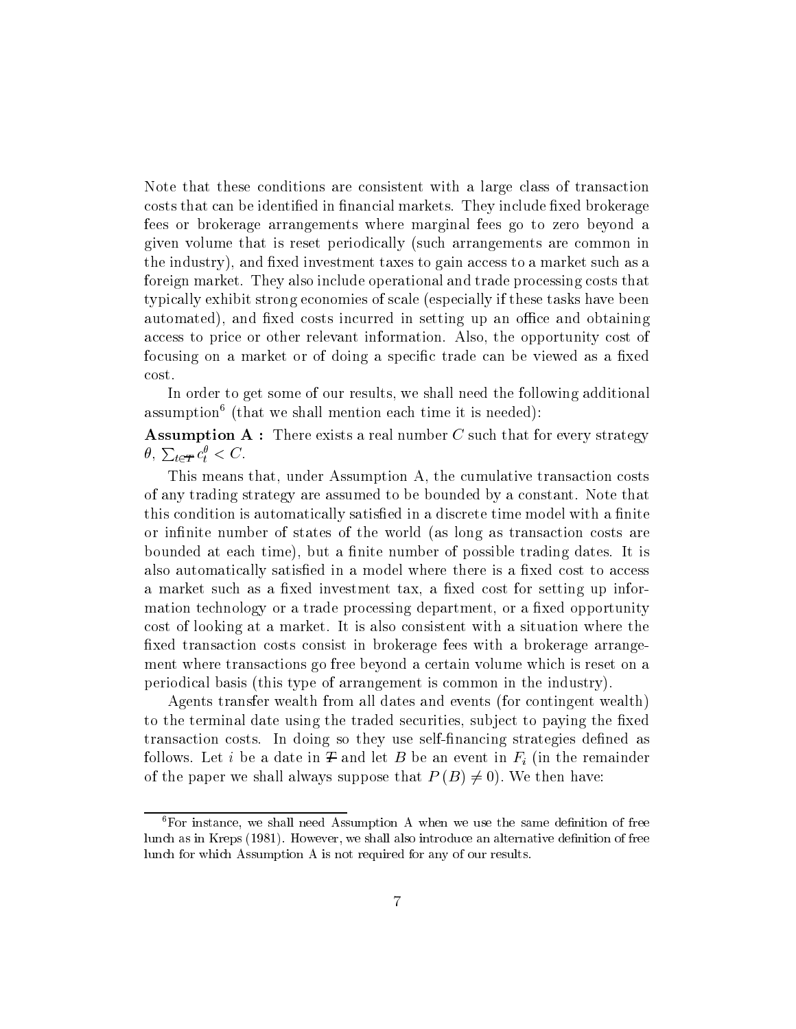Note that these conditions are consistent with a large class of transaction costs that can be identified in financial markets. They include fixed brokerage fees or brokerage arrangements where marginal fees go to zero beyond a given volume that is reset periodically (such arrangements are common in the industry), and fixed investment taxes to gain access to a market such as a foreign market. They also include operational and trade processing costs that typically exhibit strong economies of scale (especially if these tasks have been automated), and fixed costs incurred in setting up an office and obtaining access to price or other relevant information. Also, the opportunity cost of focusing on a market or of doing a specific trade can be viewed as a fixed cost.

In order to get some of our results, we shall need the following additional assumption[6] (that we shall mention each time it is needed):

**Assumption A :** There exists a real number $C$ such that for every strategy $\theta$, $\sum_{t \in \mathcal{T}} c_t^{\theta} < C$.

This means that, under Assumption A, the cumulative transaction costs of any trading strategy are assumed to be bounded by a constant. Note that this condition is automatically satisfied in a discrete time model with a finite or infinite number of states of the world (as long as transaction costs are bounded at each time), but a finite number of possible trading dates. It is also automatically satisfied in a model where there is a fixed cost to access a market such as a fixed investment tax, a fixed cost for setting up information technology or a trade processing department, or a fixed opportunity cost of looking at a market. It is also consistent with a situation where the fixed transaction costs consist in brokerage fees with a brokerage arrangement where transactions go free beyond a certain volume which is reset on a periodical basis (this type of arrangement is common in the industry).

Agents transfer wealth from all dates and events (for contingent wealth) to the terminal date using the traded securities, subject to paying the fixed transaction costs. In doing so they use self-financing strategies defined as follows. Let $i$ be a date in $\mathcal{T}$ and let $B$ be an event in $F_i$ (in the remainder of the paper we shall always suppose that $P(B) \neq 0$). We then have:

[6] For instance, we shall need Assumption A when we use the same definition of free lunch as in Kreps (1981). However, we shall also introduce an alternative definition of free lunch for which Assumption A is not required for any of our results.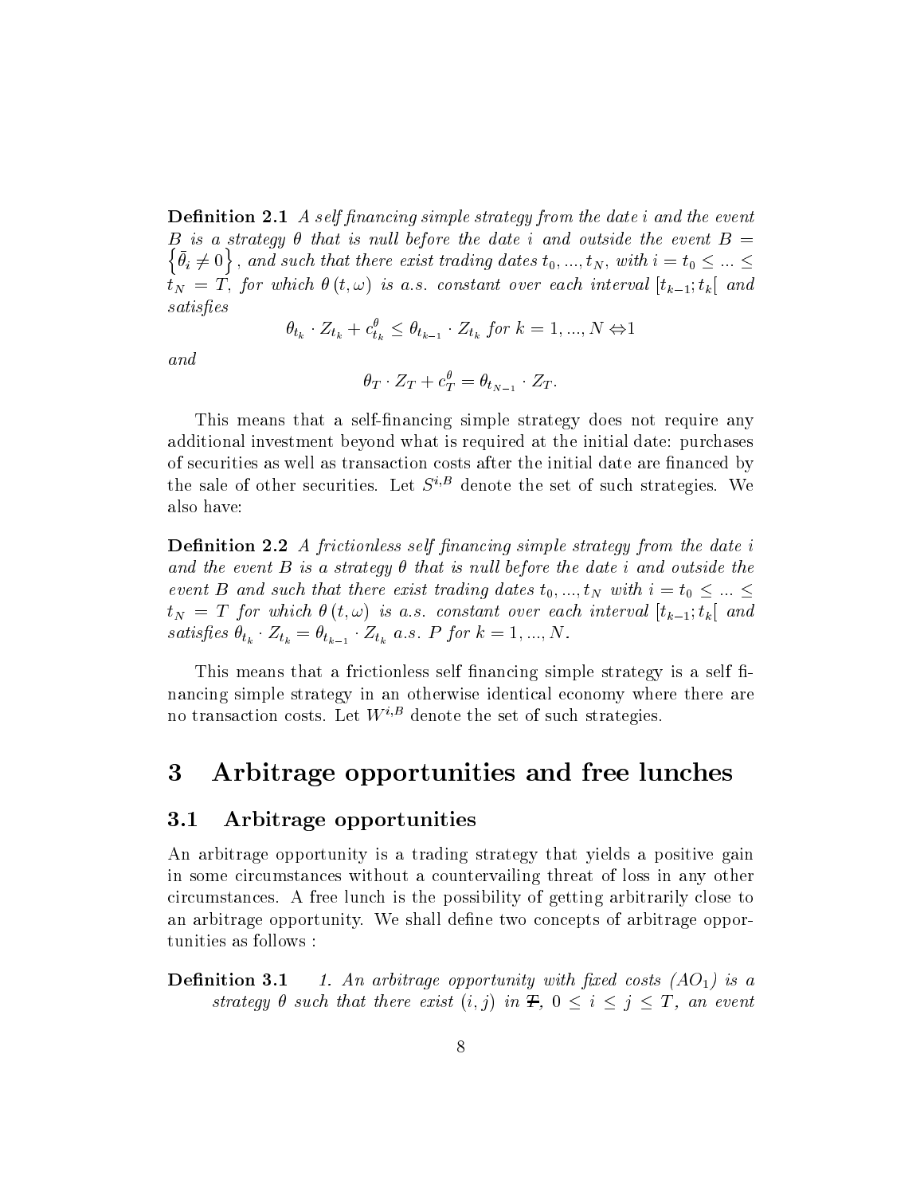**Definition 2.1** *A self financing simple strategy from the date $i$ and the event $B$ is a strategy $\theta$ that is null before the date $i$ and outside the event $B = \left\{\bar{\theta}_i \neq 0\right\}$, and such that there exist trading dates $t_0, ..., t_N$, with $i = t_0 \leq ... \leq t_N = T$, for which $\theta(t, \omega)$ is a.s. constant over each interval $[t_{k-1}; t_k[$ and satisfies*

$$\theta_{t_k} \cdot Z_{t_k} + c^{\theta}_{t_k} \leq \theta_{t_{k-1}} \cdot Z_{t_k} \text{ for } k = 1, ..., N \Leftrightarrow 1$$

*and*

$$\theta_T \cdot Z_T + c^{\theta}_T = \theta_{t_{N-1}} \cdot Z_T.$$

This means that a self-financing simple strategy does not require any additional investment beyond what is required at the initial date: purchases of securities as well as transaction costs after the initial date are financed by the sale of other securities. Let $S^{i,B}$ denote the set of such strategies. We also have:

**Definition 2.2** *A frictionless self financing simple strategy from the date $i$ and the event $B$ is a strategy $\theta$ that is null before the date $i$ and outside the event $B$ and such that there exist trading dates $t_0, ..., t_N$ with $i = t_0 \leq ... \leq t_N = T$ for which $\theta(t, \omega)$ is a.s. constant over each interval $[t_{k-1}; t_k[$ and satisfies $\theta_{t_k} \cdot Z_{t_k} = \theta_{t_{k-1}} \cdot Z_{t_k}$ a.s. $P$ for $k = 1, ..., N$.*

This means that a frictionless self financing simple strategy is a self financing simple strategy in an otherwise identical economy where there are no transaction costs. Let $W^{i,B}$ denote the set of such strategies.

# 3 Arbitrage opportunities and free lunches

## 3.1 Arbitrage opportunities

An arbitrage opportunity is a trading strategy that yields a positive gain in some circumstances without a countervailing threat of loss in any other circumstances. A free lunch is the possibility of getting arbitrarily close to an arbitrage opportunity. We shall define two concepts of arbitrage opportunities as follows :

**Definition 3.1** *1. An arbitrage opportunity with fixed costs ($AO_1$) is a strategy $\theta$ such that there exist $(i, j)$ in $\mathcal{T}$, $0 \leq i \leq j \leq T$, an event*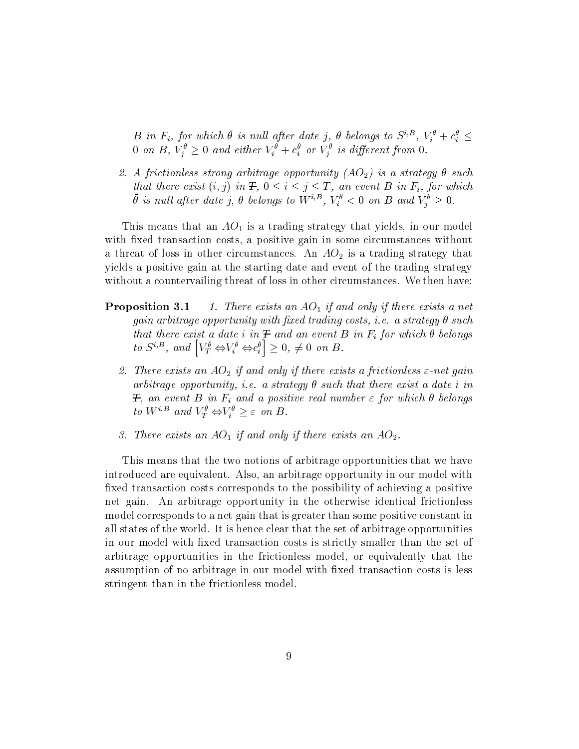$B$ in $F_i$, for which $\bar{\theta}$ is null after date $j$, $\theta$ belongs to $S^{i,B}$, $V_i^\theta + c_i^\theta \leq 0$ on $B$, $V_j^\theta \geq 0$ and either $V_i^\theta + c_i^\theta$ or $V_j^\theta$ is different from 0.

2. *A frictionless strong arbitrage opportunity ($AO_2$) is a strategy $\theta$ such that there exist $(i, j)$ in $\mathcal{T}$, $0 \leq i \leq j \leq T$, an event $B$ in $F_i$, for which $\bar{\theta}$ is null after date $j$, $\theta$ belongs to $W^{i,B}$, $V_i^\theta < 0$ on $B$ and $V_j^\theta \geq 0$.*

This means that an $AO_1$ is a trading strategy that yields, in our model with fixed transaction costs, a positive gain in some circumstances without a threat of loss in other circumstances. An $AO_2$ is a trading strategy that yields a positive gain at the starting date and event of the trading strategy without a countervailing threat of loss in other circumstances. We then have:

**Proposition 3.1** *1. There exists an $AO_1$ if and only if there exists a net gain arbitrage opportunity with fixed trading costs, i.e. a strategy $\theta$ such that there exist a date $i$ in $\mathcal{T}$ and an event $B$ in $F_i$ for which $\theta$ belongs to $S^{i,B}$, and $\left[V_T^\theta - V_i^\theta - c_i^\theta\right] \geq 0, \neq 0$ on $B$.*

2. *There exists an $AO_2$ if and only if there exists a frictionless $\varepsilon$-net gain arbitrage opportunity, i.e. a strategy $\theta$ such that there exist a date $i$ in $\mathcal{T}$, an event $B$ in $F_i$ and a positive real number $\varepsilon$ for which $\theta$ belongs to $W^{i,B}$ and $V_T^\theta - V_i^\theta \geq \varepsilon$ on $B$.*

3. *There exists an $AO_1$ if and only if there exists an $AO_2$.*

This means that the two notions of arbitrage opportunities that we have introduced are equivalent. Also, an arbitrage opportunity in our model with fixed transaction costs corresponds to the possibility of achieving a positive net gain. An arbitrage opportunity in the otherwise identical frictionless model corresponds to a net gain that is greater than some positive constant in all states of the world. It is hence clear that the set of arbitrage opportunities in our model with fixed transaction costs is strictly smaller than the set of arbitrage opportunities in the frictionless model, or equivalently that the assumption of no arbitrage in our model with fixed transaction costs is less stringent than in the frictionless model.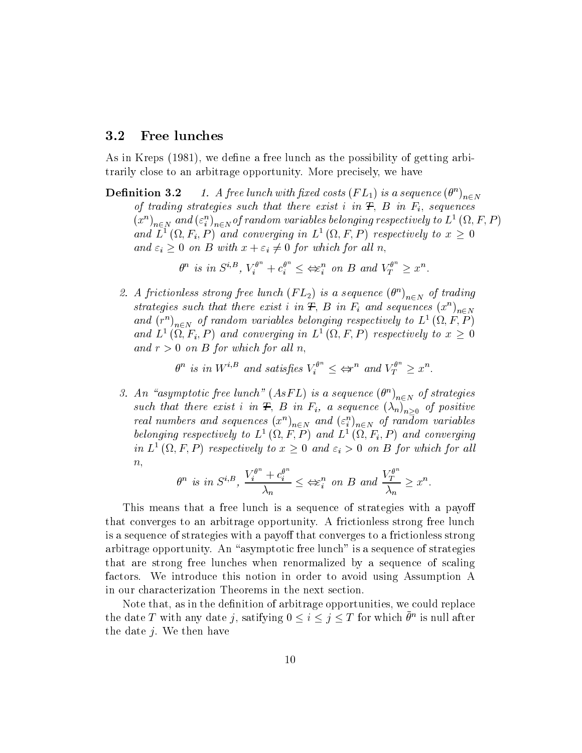### 3.2 Free lunches

As in Kreps (1981), we define a free lunch as the possibility of getting arbitrarily close to an arbitrage opportunity. More precisely, we have

**Definition 3.2** *1. A free lunch with fixed costs $(FL_1)$ is a sequence $(\theta^n)_{n\in N}$ of trading strategies such that there exist $i$ in $\mathcal{T}$, $B$ in $F_i$, sequences $(x^n)_{n\in N}$ and $(\varepsilon_i^n)_{n\in N}$ of random variables belonging respectively to $L^1(\Omega, F, P)$ and $L^1(\Omega, F_i, P)$ and converging in $L^1(\Omega, F, P)$ respectively to $x \geq 0$ and $\varepsilon_i \geq 0$ on $B$ with $x + \varepsilon_i \neq 0$ for which for all $n$,*

$$\theta^n \text{ is in } S^{i,B},\ V_i^{\theta^n} + c_i^{\theta^n} \leq -\varepsilon_i^n \text{ on } B \text{ and } V_T^{\theta^n} \geq x^n.$$

*2. A frictionless strong free lunch $(FL_2)$ is a sequence $(\theta^n)_{n\in N}$ of trading strategies such that there exist $i$ in $\mathcal{T}$, $B$ in $F_i$ and sequences $(x^n)_{n\in N}$ and $(r^n)_{n\in N}$ of random variables belonging respectively to $L^1(\Omega, F, P)$ and $L^1(\Omega, F_i, P)$ and converging in $L^1(\Omega, F, P)$ respectively to $x \geq 0$ and $r > 0$ on $B$ for which for all $n$,*

$$\theta^n \text{ is in } W^{i,B} \text{ and satisfies } V_i^{\theta^n} \leq -r^n \text{ and } V_T^{\theta^n} \geq x^n.$$

*3. An "asymptotic free lunch" $(AsFL)$ is a sequence $(\theta^n)_{n\in N}$ of strategies such that there exist $i$ in $\mathcal{T}$, $B$ in $F_i$, a sequence $(\lambda_n)_{n\geq 0}$ of positive real numbers and sequences $(x^n)_{n\in N}$ and $(\varepsilon_i^n)_{n\in N}$ of random variables belonging respectively to $L^1(\Omega, F, P)$ and $L^1(\Omega, F_i, P)$ and converging in $L^1(\Omega, F, P)$ respectively to $x \geq 0$ and $\varepsilon_i > 0$ on $B$ for which for all $n$,*

$$\theta^n \text{ is in } S^{i,B},\ \frac{V_i^{\theta^n} + c_i^{\theta^n}}{\lambda_n} \leq -\varepsilon_i^n \text{ on } B \text{ and } \frac{V_T^{\theta^n}}{\lambda_n} \geq x^n.$$

This means that a free lunch is a sequence of strategies with a payoff that converges to an arbitrage opportunity. A frictionless strong free lunch is a sequence of strategies with a payoff that converges to a frictionless strong arbitrage opportunity. An "asymptotic free lunch" is a sequence of strategies that are strong free lunches when renormalized by a sequence of scaling factors. We introduce this notion in order to avoid using Assumption A in our characterization Theorems in the next section.

Note that, as in the definition of arbitrage opportunities, we could replace the date $T$ with any date $j$, satisfying $0 \leq i \leq j \leq T$ for which $\bar{\theta}^n$ is null after the date $j$. We then have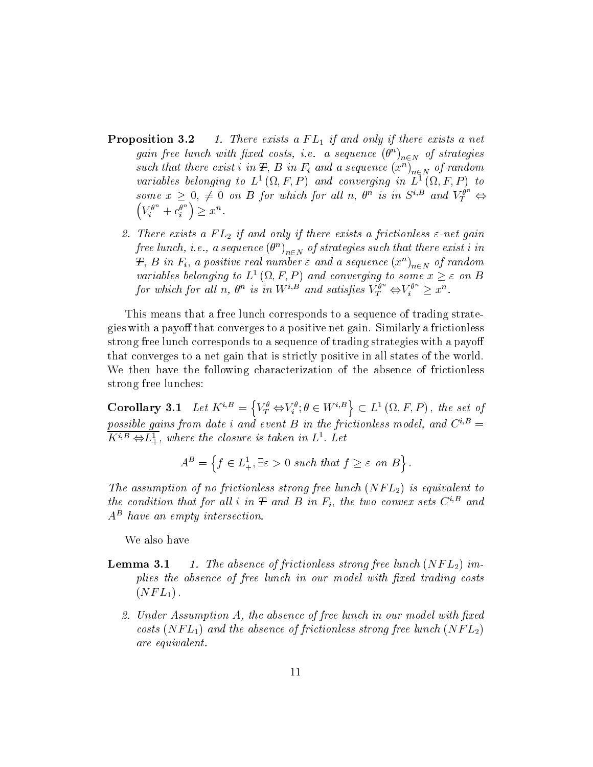**Proposition 3.2** *1. There exists a $FL_1$ if and only if there exists a net gain free lunch with fixed costs, i.e. a sequence $(\theta^n)_{n\in N}$ of strategies such that there exist $i$ in $\mathcal{T}$, $B$ in $F_i$ and a sequence $(x^n)_{n\in N}$ of random variables belonging to $L^1(\Omega, F, P)$ and converging in $L^1(\Omega, F, P)$ to some $x \geq 0$, $\neq 0$ on $B$ for which for all $n$, $\theta^n$ is in $S^{i,B}$ and $V_T^{\theta^n} - \left(V_i^{\theta^n} + c_i^{\theta^n}\right) \geq x^n$.*

*2. There exists a $FL_2$ if and only if there exists a frictionless $\varepsilon$-net gain free lunch, i.e., a sequence $(\theta^n)_{n\in N}$ of strategies such that there exist $i$ in $\mathcal{T}$, $B$ in $F_i$, a positive real number $\varepsilon$ and a sequence $(x^n)_{n\in N}$ of random variables belonging to $L^1(\Omega, F, P)$ and converging to some $x \geq \varepsilon$ on $B$ for which for all $n$, $\theta^n$ is in $W^{i,B}$ and satisfies $V_T^{\theta^n} - V_i^{\theta^n} \geq x^n$.*

This means that a free lunch corresponds to a sequence of trading strategies with a payoff that converges to a positive net gain. Similarly a frictionless strong free lunch corresponds to a sequence of trading strategies with a payoff that converges to a net gain that is strictly positive in all states of the world. We then have the following characterization of the absence of frictionless strong free lunches:

**Corollary 3.1** *Let $K^{i,B} = \left\{V_T^\theta - V_i^\theta; \theta \in W^{i,B}\right\} \subset L^1(\Omega, F, P)$, the set of possible gains from date $i$ and event $B$ in the frictionless model, and $C^{i,B} = \overline{K^{i,B} - L_+^1}$, where the closure is taken in $L^1$. Let*

$$A^B = \left\{f \in L_+^1, \exists \varepsilon > 0 \text{ such that } f \geq \varepsilon \text{ on } B\right\}.$$

*The assumption of no frictionless strong free lunch $(NFL_2)$ is equivalent to the condition that for all $i$ in $\mathcal{T}$ and $B$ in $F_i$, the two convex sets $C^{i,B}$ and $A^B$ have an empty intersection.*

We also have

**Lemma 3.1** *1. The absence of frictionless strong free lunch $(NFL_2)$ implies the absence of free lunch in our model with fixed trading costs $(NFL_1)$.*

*2. Under Assumption A, the absence of free lunch in our model with fixed costs $(NFL_1)$ and the absence of frictionless strong free lunch $(NFL_2)$ are equivalent.*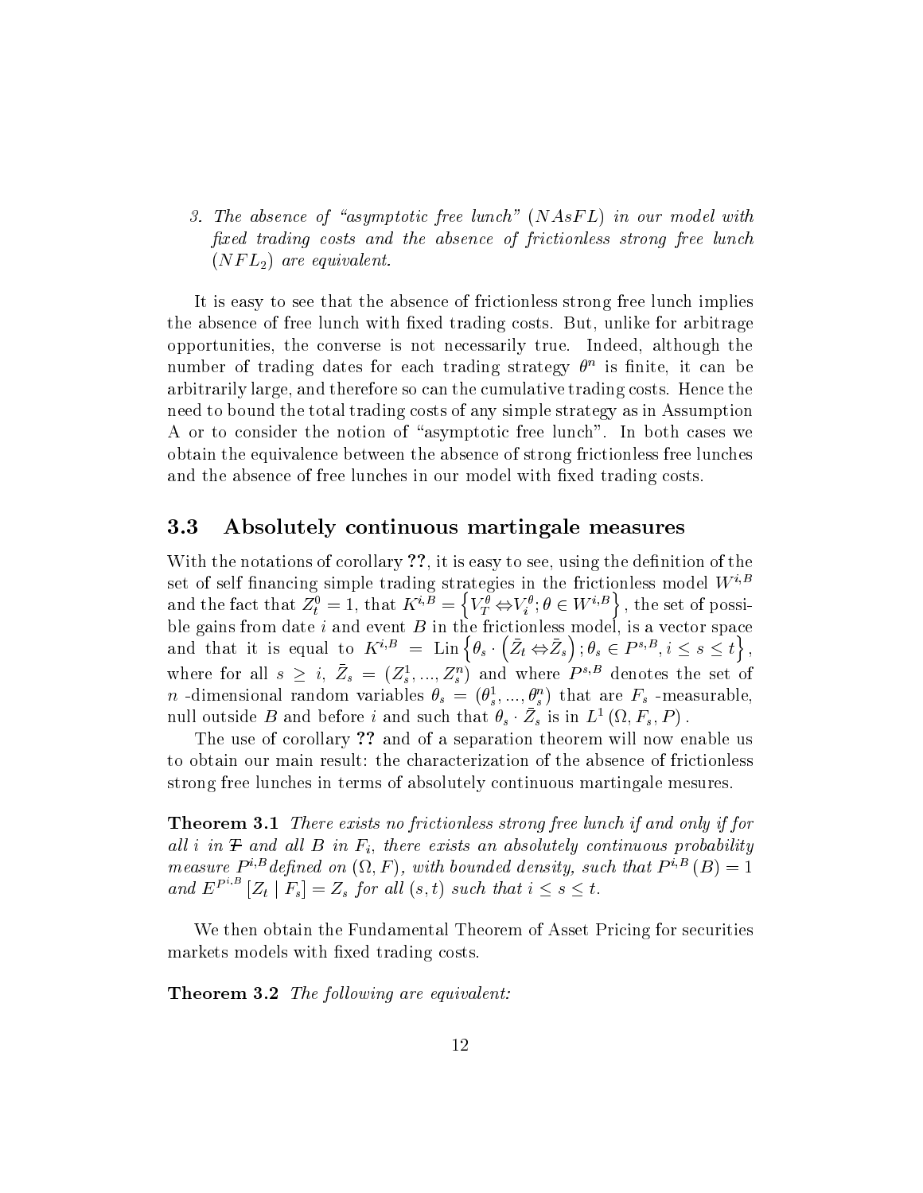3. *The absence of "asymptotic free lunch" (NAsFL) in our model with fixed trading costs and the absence of frictionless strong free lunch ($NFL_2$) are equivalent.*

It is easy to see that the absence of frictionless strong free lunch implies the absence of free lunch with fixed trading costs. But, unlike for arbitrage opportunities, the converse is not necessarily true. Indeed, although the number of trading dates for each trading strategy $\theta^n$ is finite, it can be arbitrarily large, and therefore so can the cumulative trading costs. Hence the need to bound the total trading costs of any simple strategy as in Assumption A or to consider the notion of "asymptotic free lunch". In both cases we obtain the equivalence between the absence of strong frictionless free lunches and the absence of free lunches in our model with fixed trading costs.

### 3.3 Absolutely continuous martingale measures

With the notations of corollary ??, it is easy to see, using the definition of the set of self financing simple trading strategies in the frictionless model $W^{i,B}$ and the fact that $Z_t^0 = 1$, that $K^{i,B} = \left\{ V_T^{\theta} \Leftrightarrow V_i^{\theta}; \theta \in W^{i,B} \right\}$, the set of possible gains from date $i$ and event $B$ in the frictionless model, is a vector space and that it is equal to $K^{i,B} = \text{Lin}\left\{ \theta_s \cdot \left( \bar{Z}_t \Leftrightarrow \bar{Z}_s \right); \theta_s \in P^{s,B}, i \leq s \leq t \right\}$, where for all $s \geq i$, $\bar{Z}_s = (Z_s^1, ..., Z_s^n)$ and where $P^{s,B}$ denotes the set of $n$ -dimensional random variables $\theta_s = (\theta_s^1, ..., \theta_s^n)$ that are $F_s$ -measurable, null outside $B$ and before $i$ and such that $\theta_s \cdot \bar{Z}_s$ is in $L^1(\Omega, F_s, P)$.

The use of corollary ?? and of a separation theorem will now enable us to obtain our main result: the characterization of the absence of frictionless strong free lunches in terms of absolutely continuous martingale mesures.

**Theorem 3.1** *There exists no frictionless strong free lunch if and only if for all $i$ in $\mathcal{T}$ and all $B$ in $F_i$, there exists an absolutely continuous probability measure $P^{i,B}$ defined on $(\Omega, F)$, with bounded density, such that $P^{i,B}(B) = 1$ and $E^{P^{i,B}}[Z_t \mid F_s] = Z_s$ for all $(s,t)$ such that $i \leq s \leq t$.*

We then obtain the Fundamental Theorem of Asset Pricing for securities markets models with fixed trading costs.

**Theorem 3.2** *The following are equivalent:*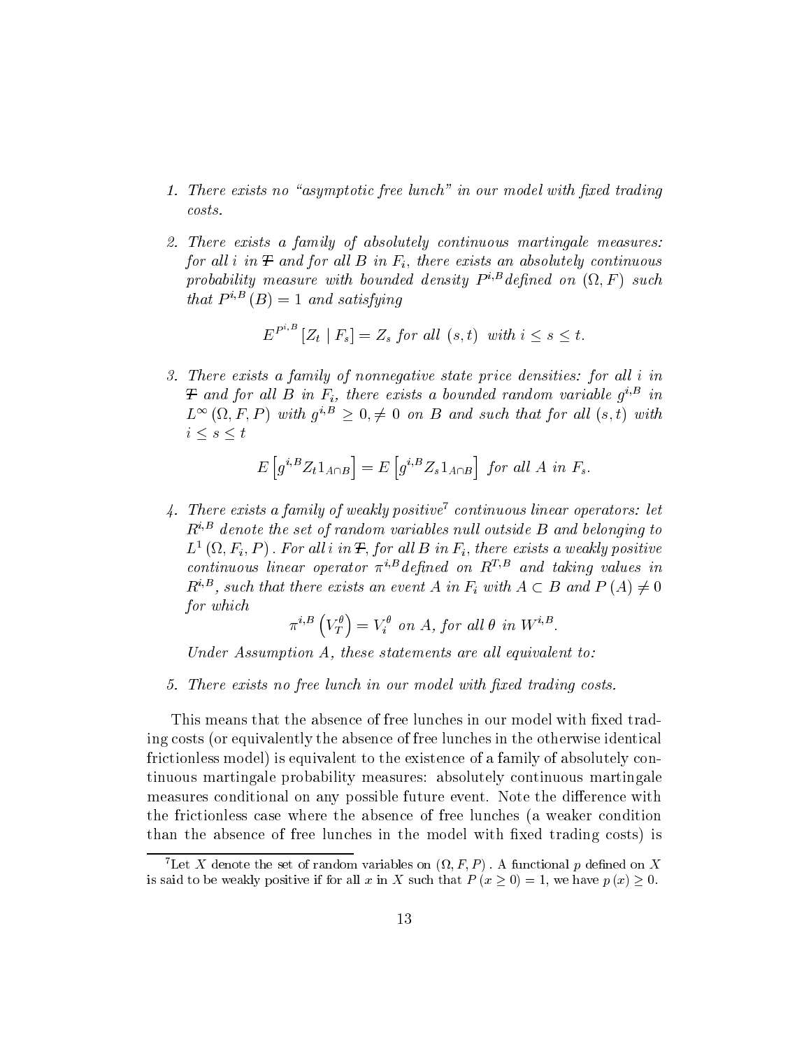1. *There exists no "asymptotic free lunch" in our model with fixed trading costs.*

2. *There exists a family of absolutely continuous martingale measures: for all $i$ in $\mathcal{T}$ and for all $B$ in $F_i$, there exists an absolutely continuous probability measure with bounded density $P^{i,B}$ defined on $(\Omega, F)$ such that $P^{i,B}(B) = 1$ and satisfying*

$$E^{P^{i,B}}[Z_t \mid F_s] = Z_s \text{ for all } (s,t) \text{ with } i \leq s \leq t.$$

3. *There exists a family of nonnegative state price densities: for all $i$ in $\mathcal{T}$ and for all $B$ in $F_i$, there exists a bounded random variable $g^{i,B}$ in $L^\infty(\Omega, F, P)$ with $g^{i,B} \geq 0, \neq 0$ on $B$ and such that for all $(s,t)$ with $i \leq s \leq t$*

$$E\left[g^{i,B} Z_t 1_{A \cap B}\right] = E\left[g^{i,B} Z_s 1_{A \cap B}\right] \text{ for all } A \text{ in } F_s.$$

4. *There exists a family of weakly positive[7] continuous linear operators: let $R^{i,B}$ denote the set of random variables null outside $B$ and belonging to $L^1(\Omega, F_i, P)$. For all $i$ in $\mathcal{T}$, for all $B$ in $F_i$, there exists a weakly positive continuous linear operator $\pi^{i,B}$ defined on $R^{T,B}$ and taking values in $R^{i,B}$, such that there exists an event $A$ in $F_i$ with $A \subset B$ and $P(A) \neq 0$ for which*

$$\pi^{i,B}\left(V_T^\theta\right) = V_i^\theta \text{ on } A, \text{ for all } \theta \text{ in } W^{i,B}.$$

*Under Assumption A, these statements are all equivalent to:*

5. *There exists no free lunch in our model with fixed trading costs.*

This means that the absence of free lunches in our model with fixed trading costs (or equivalently the absence of free lunches in the otherwise identical frictionless model) is equivalent to the existence of a family of absolutely continuous martingale probability measures: absolutely continuous martingale measures conditional on any possible future event. Note the difference with the frictionless case where the absence of free lunches (a weaker condition than the absence of free lunches in the model with fixed trading costs) is

[7] Let $X$ denote the set of random variables on $(\Omega, F, P)$. A functional $p$ defined on $X$ is said to be weakly positive if for all $x$ in $X$ such that $P(x \geq 0) = 1$, we have $p(x) \geq 0$.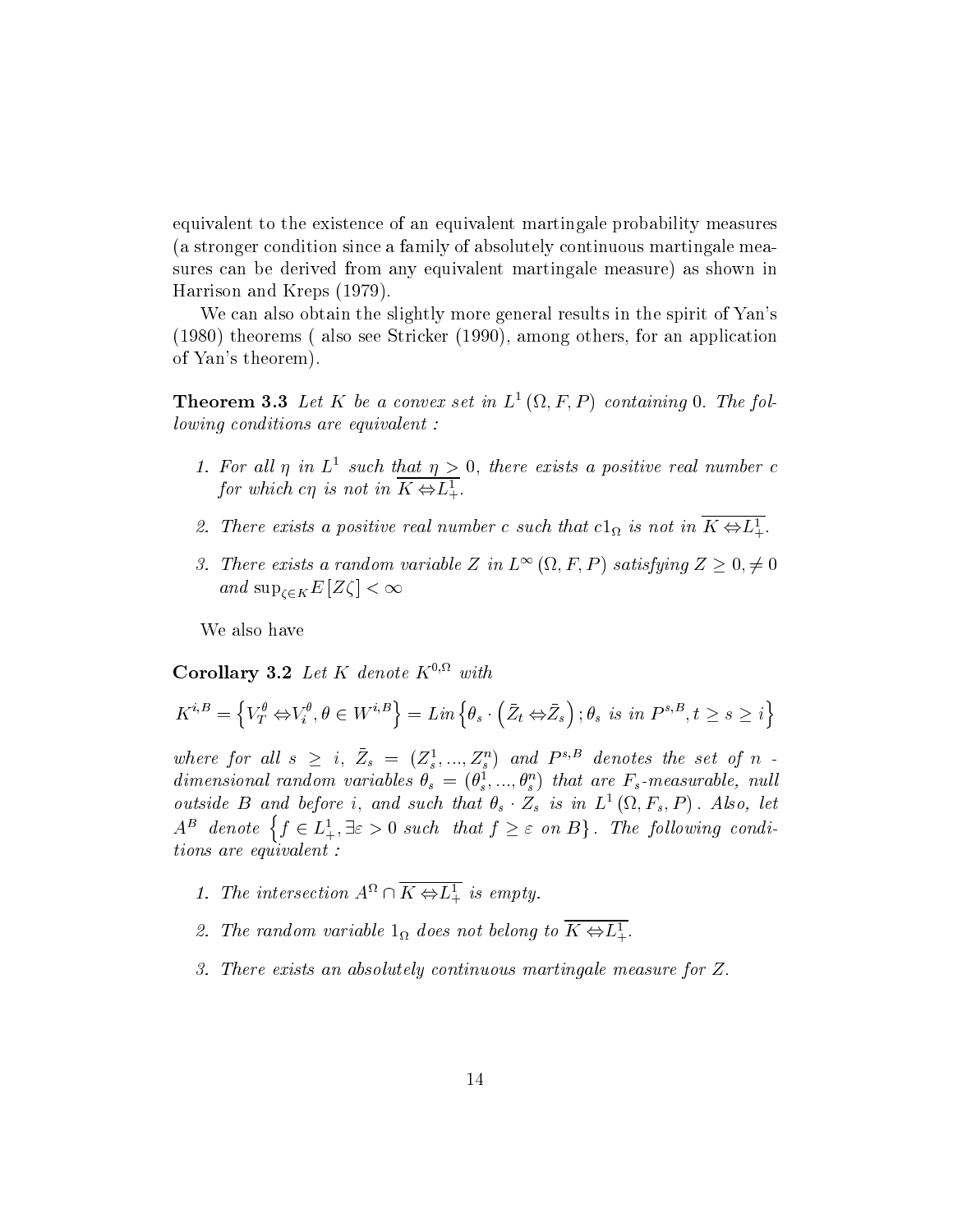equivalent to the existence of an equivalent martingale probability measures (a stronger condition since a family of absolutely continuous martingale measures can be derived from any equivalent martingale measure) as shown in Harrison and Kreps (1979).

We can also obtain the slightly more general results in the spirit of Yan's (1980) theorems ( also see Stricker (1990), among others, for an application of Yan's theorem).

**Theorem 3.3** *Let $K$ be a convex set in $L^1(\Omega, F, P)$ containing 0. The following conditions are equivalent :*

1. *For all $\eta$ in $L^1$ such that $\eta > 0$, there exists a positive real number $c$ for which $c\eta$ is not in $\overline{K \Leftrightarrow L^1_+}$.*
2. *There exists a positive real number $c$ such that $c 1_\Omega$ is not in $\overline{K \Leftrightarrow L^1_+}$.*
3. *There exists a random variable $Z$ in $L^\infty(\Omega, F, P)$ satisfying $Z \geq 0, \neq 0$ and $\sup_{\zeta \in K} E[Z\zeta] < \infty$*

We also have

**Corollary 3.2** *Let $K$ denote $K^{0,\Omega}$ with*

$$K^{i,B} = \left\{ V_T^\theta \Leftrightarrow V_i^\theta, \theta \in W^{i,B} \right\} = Lin\left\{ \theta_s \cdot \left( \bar{Z}_t \Leftrightarrow \bar{Z}_s \right); \theta_s \text{ is in } P^{s,B}, t \geq s \geq i \right\}$$

*where for all $s \geq i$, $\bar{Z}_s = (Z_s^1, ..., Z_s^n)$ and $P^{s,B}$ denotes the set of $n$ - dimensional random variables $\theta_s = (\theta_s^1, ..., \theta_s^n)$ that are $F_s$-measurable, null outside $B$ and before $i$, and such that $\theta_s \cdot Z_s$ is in $L^1(\Omega, F_s, P)$. Also, let $A^B$ denote $\left\{ f \in L^1_+, \exists \varepsilon > 0 \text{ such that } f \geq \varepsilon \text{ on } B \right\}$. The following conditions are equivalent :*

1. *The intersection $A^\Omega \cap \overline{K \Leftrightarrow L^1_+}$ is empty.*
2. *The random variable $1_\Omega$ does not belong to $\overline{K \Leftrightarrow L^1_+}$.*
3. *There exists an absolutely continuous martingale measure for $Z$.*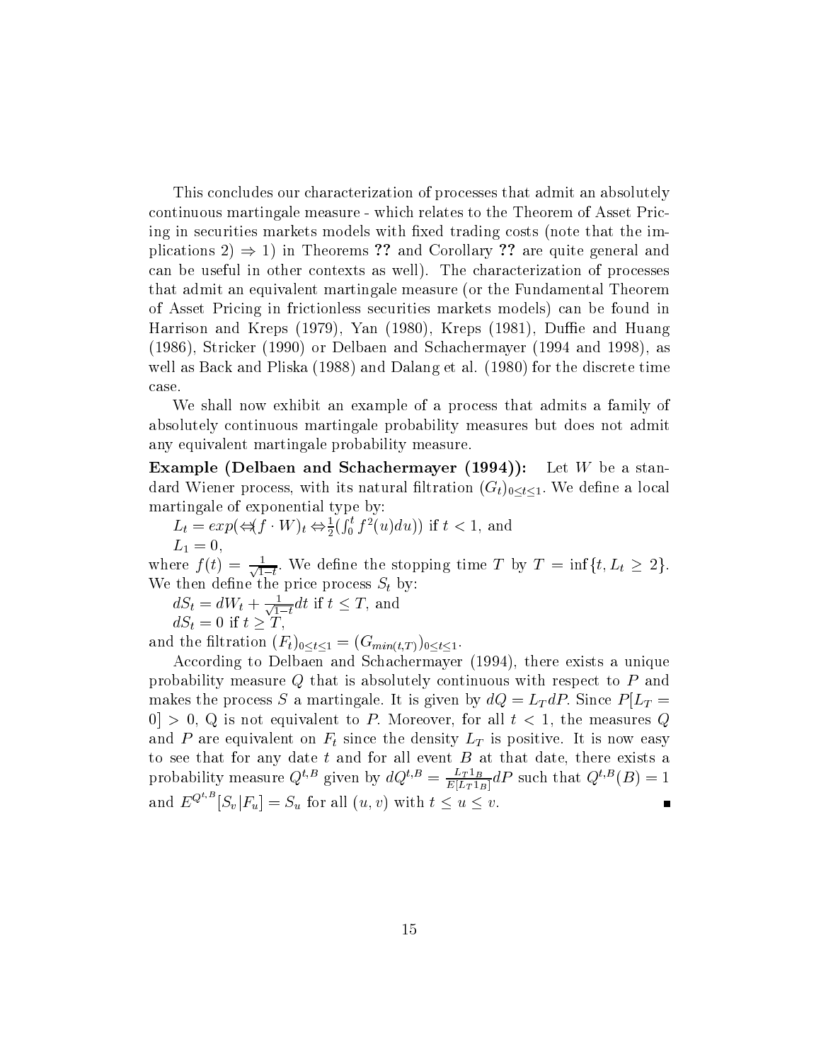This concludes our characterization of processes that admit an absolutely continuous martingale measure - which relates to the Theorem of Asset Pricing in securities markets models with fixed trading costs (note that the implications 2) ⇒ 1) in Theorems **??** and Corollary **??** are quite general and can be useful in other contexts as well). The characterization of processes that admit an equivalent martingale measure (or the Fundamental Theorem of Asset Pricing in frictionless securities markets models) can be found in Harrison and Kreps (1979), Yan (1980), Kreps (1981), Duffie and Huang (1986), Stricker (1990) or Delbaen and Schachermayer (1994 and 1998), as well as Back and Pliska (1988) and Dalang et al. (1980) for the discrete time case.

We shall now exhibit an example of a process that admits a family of absolutely continuous martingale probability measures but does not admit any equivalent martingale probability measure.

**Example (Delbaen and Schachermayer (1994)):** Let $W$ be a standard Wiener process, with its natural filtration $(G_t)_{0 \leq t \leq 1}$. We define a local martingale of exponential type by:

$L_t = exp(-(f \cdot W)_t - \frac{1}{2}(\int_0^t f^2(u)du))$ if $t < 1$, and

$L_1 = 0$,

where $f(t) = \frac{1}{\sqrt{1-t}}$. We define the stopping time $T$ by $T = \inf\{t, L_t \geq 2\}$. We then define the price process $S_t$ by:

$dS_t = dW_t + \frac{1}{\sqrt{1-t}}dt$ if $t \leq T$, and

$dS_t = 0$ if $t \geq T$,

and the filtration $(F_t)_{0 \leq t \leq 1} = (G_{min(t,T)})_{0 \leq t \leq 1}$.

According to Delbaen and Schachermayer (1994), there exists a unique probability measure $Q$ that is absolutely continuous with respect to $P$ and makes the process $S$ a martingale. It is given by $dQ = L_T dP$. Since $P[L_T = 0] > 0$, Q is not equivalent to $P$. Moreover, for all $t < 1$, the measures $Q$ and $P$ are equivalent on $F_t$ since the density $L_T$ is positive. It is now easy to see that for any date $t$ and for all event $B$ at that date, there exists a probability measure $Q^{t,B}$ given by $dQ^{t,B} = \frac{L_T 1_B}{E[L_T 1_B]}dP$ such that $Q^{t,B}(B) = 1$ and $E^{Q^{t,B}}[S_v|F_u] = S_u$ for all $(u, v)$ with $t \leq u \leq v$. ∎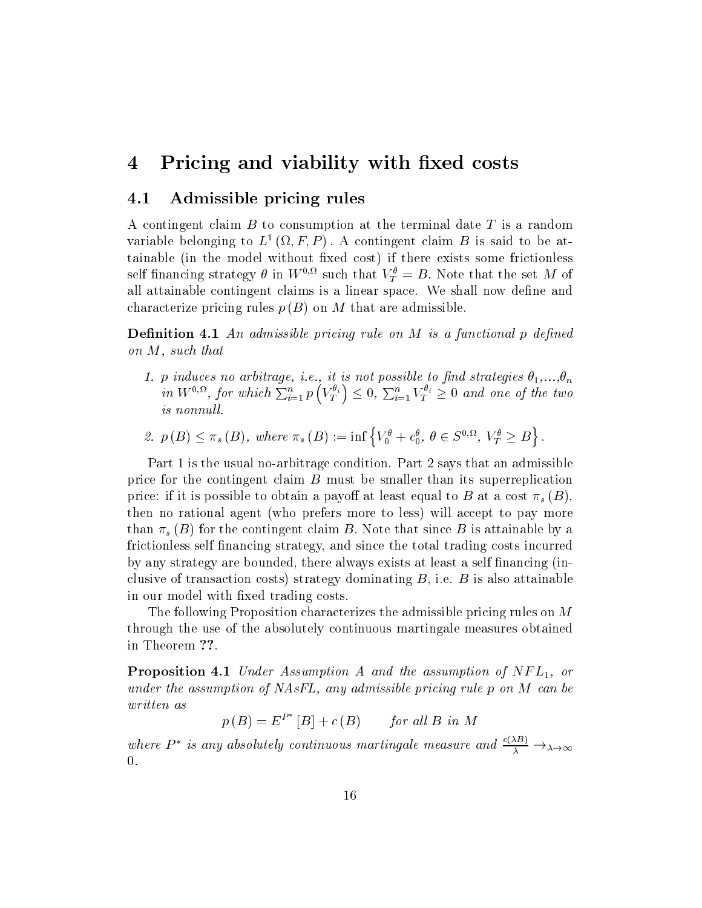# 4 Pricing and viability with fixed costs

## 4.1 Admissible pricing rules

A contingent claim $B$ to consumption at the terminal date $T$ is a random variable belonging to $L^1(\Omega, F, P)$. A contingent claim $B$ is said to be attainable (in the model without fixed cost) if there exists some frictionless self financing strategy $\theta$ in $W^{0,\Omega}$ such that $V_T^\theta = B$. Note that the set $M$ of all attainable contingent claims is a linear space. We shall now define and characterize pricing rules $p(B)$ on $M$ that are admissible.

**Definition 4.1** *An admissible pricing rule on $M$ is a functional $p$ defined on $M$, such that*

1. *$p$ induces no arbitrage, i.e., it is not possible to find strategies $\theta_1$,...,$\theta_n$ in $W^{0,\Omega}$, for which $\sum_{i=1}^n p\left(V_T^{\theta_i}\right) \leq 0$, $\sum_{i=1}^n V_T^{\theta_i} \geq 0$ and one of the two is nonnull.*
2. *$p(B) \leq \pi_s(B)$, where $\pi_s(B) := \inf\left\{V_0^\theta + c_0^\theta,\ \theta \in S^{0,\Omega},\ V_T^\theta \geq B\right\}$.*

Part 1 is the usual no-arbitrage condition. Part 2 says that an admissible price for the contingent claim $B$ must be smaller than its superreplication price: if it is possible to obtain a payoff at least equal to $B$ at a cost $\pi_s(B)$, then no rational agent (who prefers more to less) will accept to pay more than $\pi_s(B)$ for the contingent claim $B$. Note that since $B$ is attainable by a frictionless self financing strategy, and since the total trading costs incurred by any strategy are bounded, there always exists at least a self financing (inclusive of transaction costs) strategy dominating $B$, i.e. $B$ is also attainable in our model with fixed trading costs.

The following Proposition characterizes the admissible pricing rules on $M$ through the use of the absolutely continuous martingale measures obtained in Theorem **??**.

**Proposition 4.1** *Under Assumption A and the assumption of $NFL_1$, or under the assumption of NAsFL, any admissible pricing rule $p$ on $M$ can be written as*

$$p(B) = E^{P^*}[B] + c(B) \qquad \text{for all } B \text{ in } M$$

*where $P^*$ is any absolutely continuous martingale measure and $\frac{c(\lambda B)}{\lambda} \to_{\lambda \to \infty} 0$.*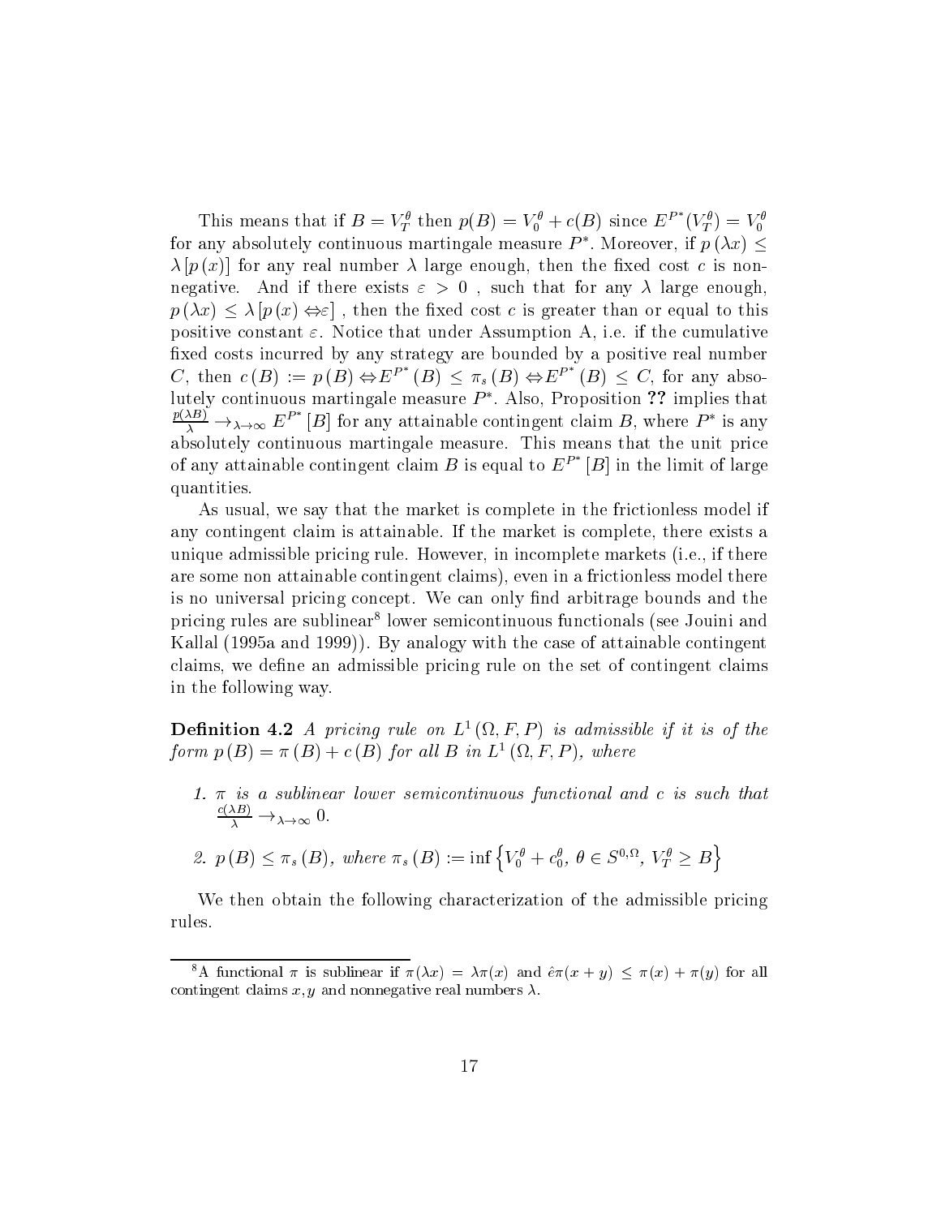This means that if $B = V_T^\theta$ then $p(B) = V_0^\theta + c(B)$ since $E^{P^*}(V_T^\theta) = V_0^\theta$ for any absolutely continuous martingale measure $P^*$. Moreover, if $p(\lambda x) \leq \lambda [p(x)]$ for any real number $\lambda$ large enough, then the fixed cost $c$ is nonnegative. And if there exists $\varepsilon > 0$ , such that for any $\lambda$ large enough, $p(\lambda x) \leq \lambda [p(x) \Leftrightarrow \varepsilon]$ , then the fixed cost $c$ is greater than or equal to this positive constant $\varepsilon$. Notice that under Assumption A, i.e. if the cumulative fixed costs incurred by any strategy are bounded by a positive real number $C$, then $c(B) := p(B) \Leftrightarrow E^{P^*}(B) \leq \pi_s(B) \Leftrightarrow E^{P^*}(B) \leq C$, for any absolutely continuous martingale measure $P^*$. Also, Proposition **??** implies that $\frac{p(\lambda B)}{\lambda} \rightarrow_{\lambda \to \infty} E^{P^*}[B]$ for any attainable contingent claim $B$, where $P^*$ is any absolutely continuous martingale measure. This means that the unit price of any attainable contingent claim $B$ is equal to $E^{P^*}[B]$ in the limit of large quantities.

As usual, we say that the market is complete in the frictionless model if any contingent claim is attainable. If the market is complete, there exists a unique admissible pricing rule. However, in incomplete markets (i.e., if there are some non attainable contingent claims), even in a frictionless model there is no universal pricing concept. We can only find arbitrage bounds and the pricing rules are sublinear[8] lower semicontinuous functionals (see Jouini and Kallal (1995a and 1999)). By analogy with the case of attainable contingent claims, we define an admissible pricing rule on the set of contingent claims in the following way.

**Definition 4.2** *A pricing rule on $L^1(\Omega, F, P)$ is admissible if it is of the form $p(B) = \pi(B) + c(B)$ for all $B$ in $L^1(\Omega, F, P)$, where*

1. *$\pi$ is a sublinear lower semicontinuous functional and $c$ is such that $\frac{c(\lambda B)}{\lambda} \rightarrow_{\lambda \to \infty} 0$.*
2. *$p(B) \leq \pi_s(B)$, where $\pi_s(B) := \inf \left\{ V_0^\theta + c_0^\theta,\ \theta \in S^{0,\Omega},\ V_T^\theta \geq B \right\}$*

We then obtain the following characterization of the admissible pricing rules.

[8] A functional $\pi$ is sublinear if $\pi(\lambda x) = \lambda \pi(x)$ and ê$\pi(x + y) \leq \pi(x) + \pi(y)$ for all contingent claims $x, y$ and nonnegative real numbers $\lambda$.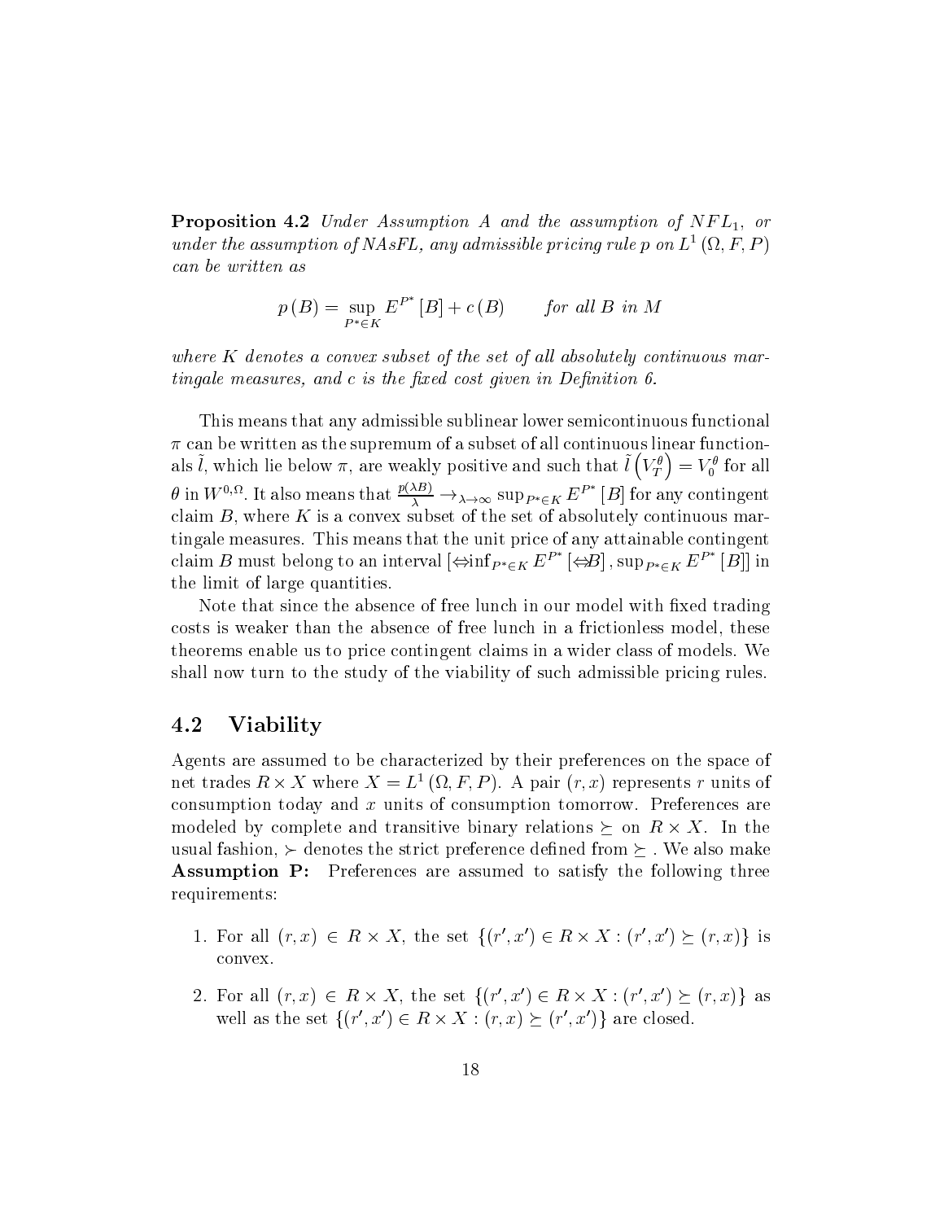**Proposition 4.2** *Under Assumption A and the assumption of $NFL_1$, or under the assumption of NAsFL, any admissible pricing rule $p$ on $L^1(\Omega, F, P)$ can be written as*

$$p(B) = \sup_{P^* \in K} E^{P^*}[B] + c(B) \qquad \text{for all } B \text{ in } M$$

*where $K$ denotes a convex subset of the set of all absolutely continuous martingale measures, and $c$ is the fixed cost given in Definition 6.*

This means that any admissible sublinear lower semicontinuous functional $\pi$ can be written as the supremum of a subset of all continuous linear functionals $\tilde{l}$, which lie below $\pi$, are weakly positive and such that $\tilde{l}\left(V_T^\theta\right) = V_0^\theta$ for all $\theta$ in $W^{0,\Omega}$. It also means that $\frac{p(\lambda B)}{\lambda} \to_{\lambda \to \infty} \sup_{P^* \in K} E^{P^*}[B]$ for any contingent claim $B$, where $K$ is a convex subset of the set of absolutely continuous martingale measures. This means that the unit price of any attainable contingent claim $B$ must belong to an interval $[-\inf_{P^* \in K} E^{P^*}[-B], \sup_{P^* \in K} E^{P^*}[B]]$ in the limit of large quantities.

Note that since the absence of free lunch in our model with fixed trading costs is weaker than the absence of free lunch in a frictionless model, these theorems enable us to price contingent claims in a wider class of models. We shall now turn to the study of the viability of such admissible pricing rules.

## 4.2 Viability

Agents are assumed to be characterized by their preferences on the space of net trades $R \times X$ where $X = L^1(\Omega, F, P)$. A pair $(r, x)$ represents $r$ units of consumption today and $x$ units of consumption tomorrow. Preferences are modeled by complete and transitive binary relations $\succeq$ on $R \times X$. In the usual fashion, $\succ$ denotes the strict preference defined from $\succeq$. We also make **Assumption P:** Preferences are assumed to satisfy the following three requirements:

1. For all $(r, x) \in R \times X$, the set $\{(r', x') \in R \times X : (r', x') \succeq (r, x)\}$ is convex.
2. For all $(r, x) \in R \times X$, the set $\{(r', x') \in R \times X : (r', x') \succeq (r, x)\}$ as well as the set $\{(r', x') \in R \times X : (r, x) \succeq (r', x')\}$ are closed.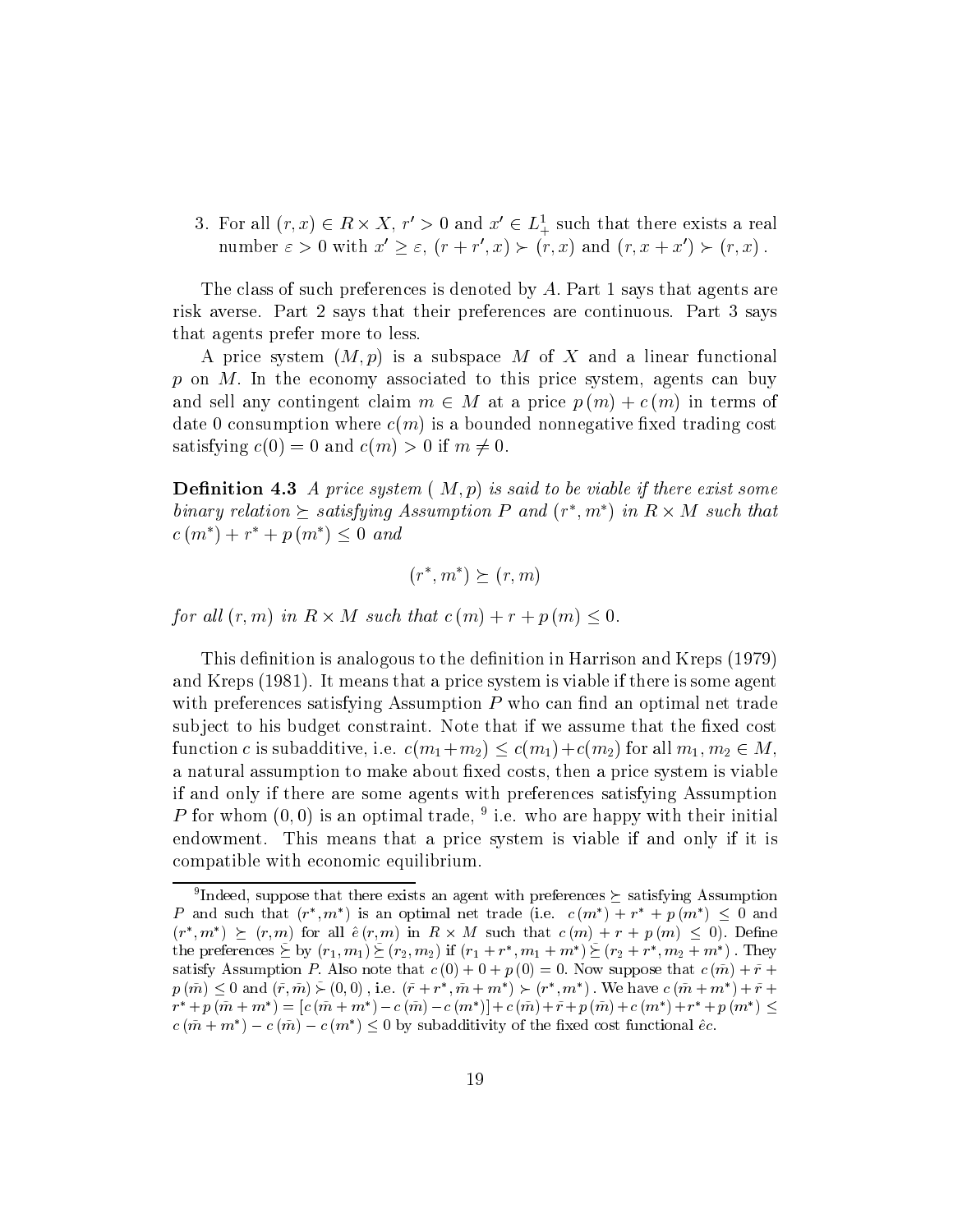3. For all $(r, x) \in R \times X$, $r' > 0$ and $x' \in L^1_+$ such that there exists a real number $\varepsilon > 0$ with $x' \geq \varepsilon$, $(r + r', x) \succ (r, x)$ and $(r, x + x') \succ (r, x)$.

The class of such preferences is denoted by $A$. Part 1 says that agents are risk averse. Part 2 says that their preferences are continuous. Part 3 says that agents prefer more to less.

A price system $(M, p)$ is a subspace $M$ of $X$ and a linear functional $p$ on $M$. In the economy associated to this price system, agents can buy and sell any contingent claim $m \in M$ at a price $p(m) + c(m)$ in terms of date 0 consumption where $c(m)$ is a bounded nonnegative fixed trading cost satisfying $c(0) = 0$ and $c(m) > 0$ if $m \neq 0$.

**Definition 4.3** *A price system* $(M, p)$ *is said to be viable if there exist some binary relation* $\succeq$ *satisfying Assumption* $P$ *and* $(r^*, m^*)$ *in* $R \times M$ *such that* $c(m^*) + r^* + p(m^*) \leq 0$ *and*

$$(r^*, m^*) \succeq (r, m)$$

*for all* $(r, m)$ *in* $R \times M$ *such that* $c(m) + r + p(m) \leq 0$.

This definition is analogous to the definition in Harrison and Kreps (1979) and Kreps (1981). It means that a price system is viable if there is some agent with preferences satisfying Assumption $P$ who can find an optimal net trade subject to his budget constraint. Note that if we assume that the fixed cost function $c$ is subadditive, i.e. $c(m_1 + m_2) \leq c(m_1) + c(m_2)$ for all $m_1, m_2 \in M$, a natural assumption to make about fixed costs, then a price system is viable if and only if there are some agents with preferences satisfying Assumption $P$ for whom $(0, 0)$ is an optimal trade, [9] i.e. who are happy with their initial endowment. This means that a price system is viable if and only if it is compatible with economic equilibrium.

[9] Indeed, suppose that there exists an agent with preferences $\succeq$ satisfying Assumption $P$ and such that $(r^*, m^*)$ is an optimal net trade (i.e. $c(m^*) + r^* + p(m^*) \leq 0$ and $(r^*, m^*) \succeq (r, m)$ for all $\hat{e}\,(r, m)$ in $R \times M$ such that $c(m) + r + p(m) \leq 0$). Define the preferences $\tilde{\succeq}$ by $(r_1, m_1) \tilde{\succeq} (r_2, m_2)$ if $(r_1 + r^*, m_1 + m^*) \succeq (r_2 + r^*, m_2 + m^*)$. They satisfy Assumption $P$. Also note that $c(0) + 0 + p(0) = 0$. Now suppose that $c(\bar{m}) + \bar{r} + p(\bar{m}) \leq 0$ and $(\bar{r}, \bar{m}) \tilde{\succ} (0, 0)$, i.e. $(\bar{r} + r^*, \bar{m} + m^*) \succ (r^*, m^*)$. We have $c(\bar{m} + m^*) + \bar{r} + r^* + p(\bar{m} + m^*) = [c(\bar{m} + m^*) - c(\bar{m}) - c(m^*)] + c(\bar{m}) + \bar{r} + p(\bar{m}) + c(m^*) + r^* + p(m^*) \leq c(\bar{m} + m^*) - c(\bar{m}) - c(m^*) \leq 0$ by subadditivity of the fixed cost functional $\hat{e}c$.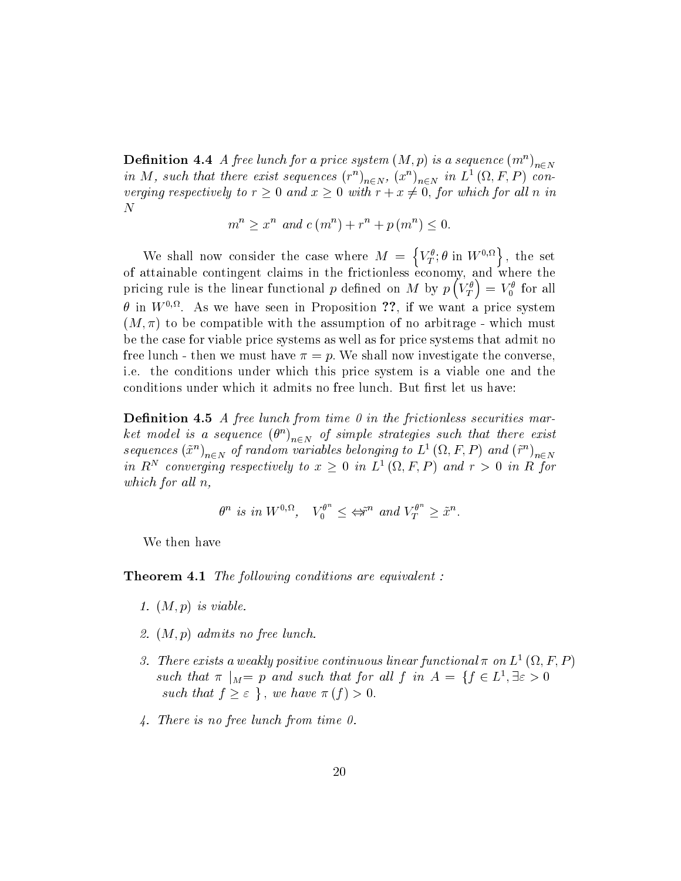**Definition 4.4** *A free lunch for a price system $(M, p)$ is a sequence $(m^n)_{n \in N}$ in $M$, such that there exist sequences $(r^n)_{n \in N}$, $(x^n)_{n \in N}$ in $L^1(\Omega, F, P)$ converging respectively to $r \geq 0$ and $x \geq 0$ with $r + x \neq 0$, for which for all $n$ in $N$*

$$m^n \geq x^n \text{ and } c(m^n) + r^n + p(m^n) \leq 0.$$

We shall now consider the case where $M = \left\{V_T^\theta; \theta \text{ in } W^{0,\Omega}\right\}$, the set of attainable contingent claims in the frictionless economy, and where the pricing rule is the linear functional $p$ defined on $M$ by $p\left(V_T^\theta\right) = V_0^\theta$ for all $\theta$ in $W^{0,\Omega}$. As we have seen in Proposition **??**, if we want a price system $(M, \pi)$ to be compatible with the assumption of no arbitrage - which must be the case for viable price systems as well as for price systems that admit no free lunch - then we must have $\pi = p$. We shall now investigate the converse, i.e. the conditions under which this price system is a viable one and the conditions under which it admits no free lunch. But first let us have:

**Definition 4.5** *A free lunch from time 0 in the frictionless securities market model is a sequence $(\theta^n)_{n \in N}$ of simple strategies such that there exist sequences $(\tilde{x}^n)_{n \in N}$ of random variables belonging to $L^1(\Omega, F, P)$ and $(\tilde{r}^n)_{n \in N}$ in $R^N$ converging respectively to $x \geq 0$ in $L^1(\Omega, F, P)$ and $r > 0$ in $R$ for which for all $n$,*

$$\theta^n \text{ is in } W^{0,\Omega}, \quad V_0^{\theta^n} \leq \Leftrightarrow \tilde{r}^n \text{ and } V_T^{\theta^n} \geq \tilde{x}^n.$$

We then have

**Theorem 4.1** *The following conditions are equivalent :*

1. *$(M, p)$ is viable.*
2. *$(M, p)$ admits no free lunch.*
3. *There exists a weakly positive continuous linear functional $\pi$ on $L^1(\Omega, F, P)$ such that $\pi\mid_M = p$ and such that for all $f$ in $A = \{f \in L^1, \exists \varepsilon > 0$ such that $f \geq \varepsilon\}$, we have $\pi(f) > 0$.*
4. *There is no free lunch from time 0.*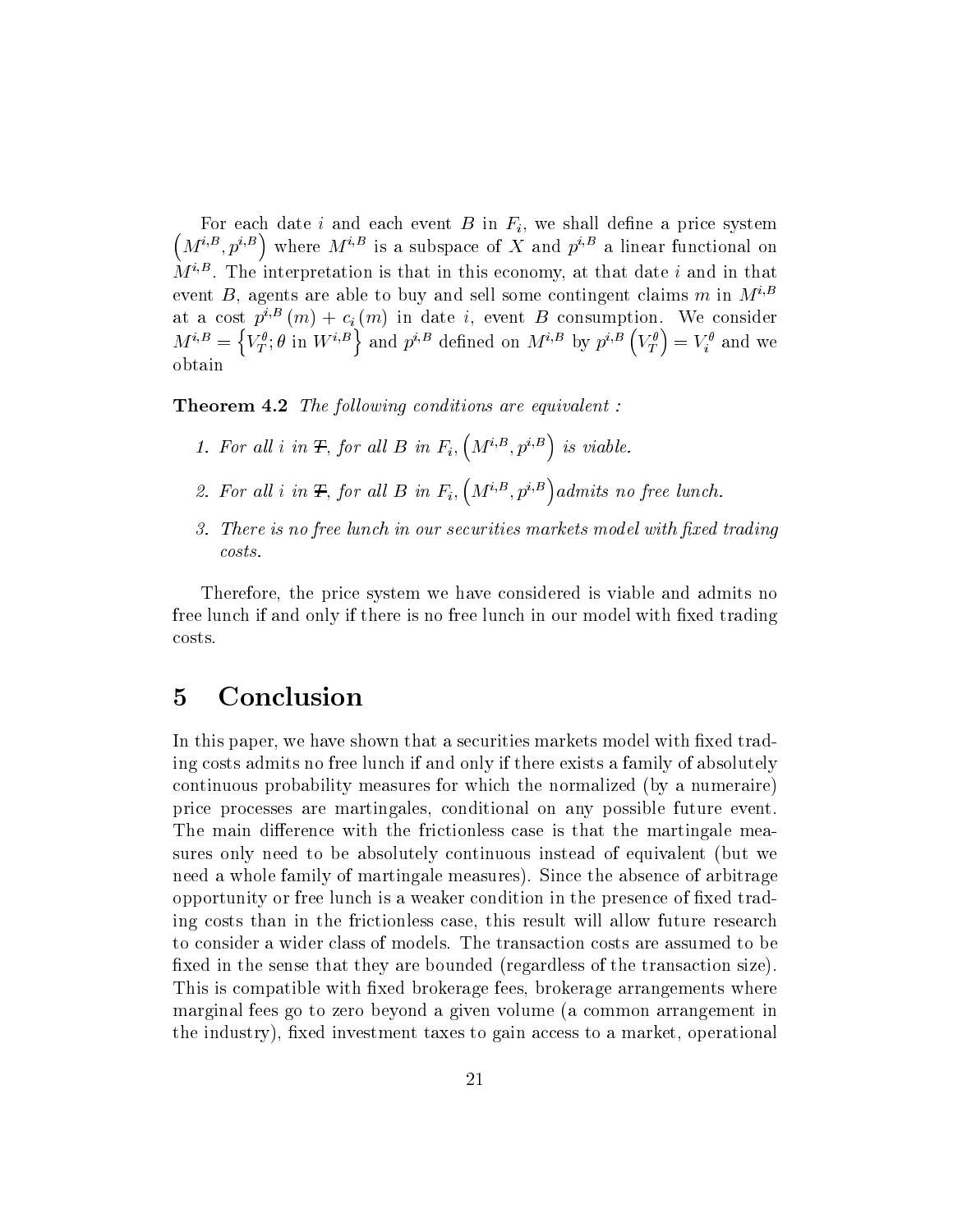For each date $i$ and each event $B$ in $F_i$, we shall define a price system $\left(M^{i,B}, p^{i,B}\right)$ where $M^{i,B}$ is a subspace of $X$ and $p^{i,B}$ a linear functional on $M^{i,B}$. The interpretation is that in this economy, at that date $i$ and in that event $B$, agents are able to buy and sell some contingent claims $m$ in $M^{i,B}$ at a cost $p^{i,B}(m) + c_i(m)$ in date $i$, event $B$ consumption. We consider $M^{i,B} = \left\{V_T^\theta ; \theta \text{ in } W^{i,B}\right\}$ and $p^{i,B}$ defined on $M^{i,B}$ by $p^{i,B}\left(V_T^\theta\right) = V_i^\theta$ and we obtain

**Theorem 4.2** *The following conditions are equivalent :*

1. *For all $i$ in $\mathcal{T}$, for all $B$ in $F_i$, $\left(M^{i,B}, p^{i,B}\right)$ is viable.*
2. *For all $i$ in $\mathcal{T}$, for all $B$ in $F_i$, $\left(M^{i,B}, p^{i,B}\right)$ admits no free lunch.*
3. *There is no free lunch in our securities markets model with fixed trading costs.*

Therefore, the price system we have considered is viable and admits no free lunch if and only if there is no free lunch in our model with fixed trading costs.

# 5 Conclusion

In this paper, we have shown that a securities markets model with fixed trading costs admits no free lunch if and only if there exists a family of absolutely continuous probability measures for which the normalized (by a numeraire) price processes are martingales, conditional on any possible future event. The main difference with the frictionless case is that the martingale measures only need to be absolutely continuous instead of equivalent (but we need a whole family of martingale measures). Since the absence of arbitrage opportunity or free lunch is a weaker condition in the presence of fixed trading costs than in the frictionless case, this result will allow future research to consider a wider class of models. The transaction costs are assumed to be fixed in the sense that they are bounded (regardless of the transaction size). This is compatible with fixed brokerage fees, brokerage arrangements where marginal fees go to zero beyond a given volume (a common arrangement in the industry), fixed investment taxes to gain access to a market, operational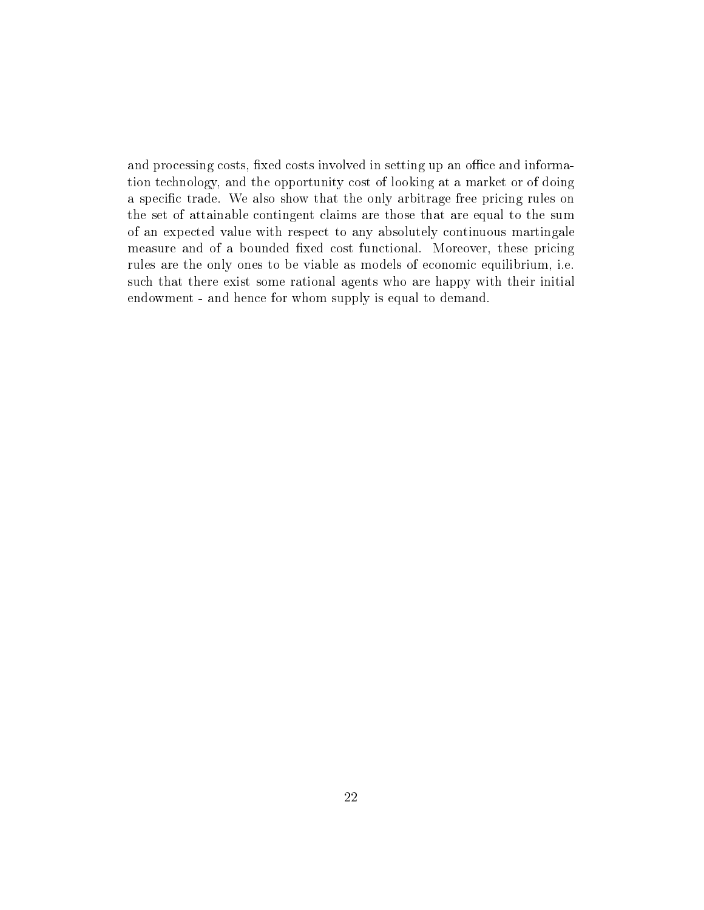and processing costs, fixed costs involved in setting up an office and information technology, and the opportunity cost of looking at a market or of doing a specific trade. We also show that the only arbitrage free pricing rules on the set of attainable contingent claims are those that are equal to the sum of an expected value with respect to any absolutely continuous martingale measure and of a bounded fixed cost functional. Moreover, these pricing rules are the only ones to be viable as models of economic equilibrium, i.e. such that there exist some rational agents who are happy with their initial endowment - and hence for whom supply is equal to demand.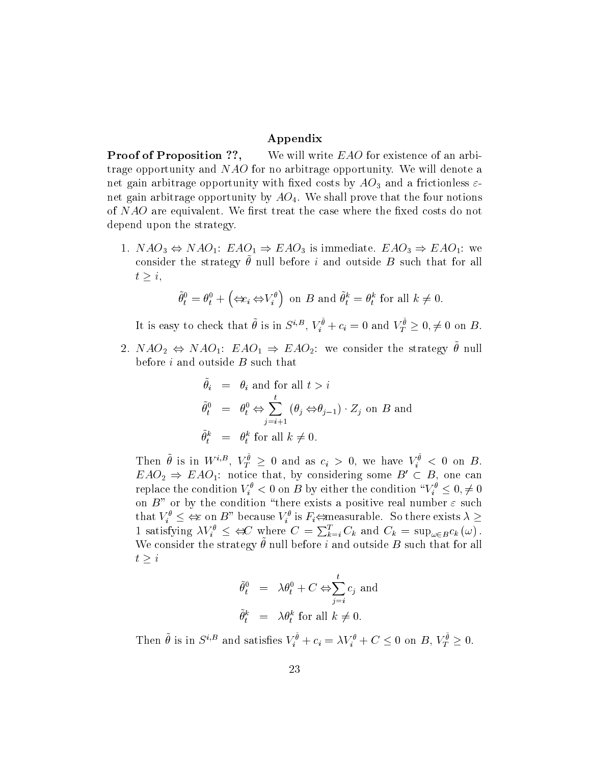## Appendix

**Proof of Proposition ??,** We will write $EAO$ for existence of an arbitrage opportunity and $NAO$ for no arbitrage opportunity. We will denote a net gain arbitrage opportunity with fixed costs by $AO_3$ and a frictionless $\varepsilon$-net gain arbitrage opportunity by $AO_4$. We shall prove that the four notions of $NAO$ are equivalent. We first treat the case where the fixed costs do not depend upon the strategy.

1. $NAO_3 \Leftrightarrow NAO_1$: $EAO_1 \Rightarrow EAO_3$ is immediate. $EAO_3 \Rightarrow EAO_1$: we consider the strategy $\tilde{\theta}$ null before $i$ and outside $B$ such that for all $t \geq i$,

$$\tilde{\theta}_t^0 = \theta_t^0 + \left(-c_i - V_i^\theta\right) \text{ on } B \text{ and } \tilde{\theta}_t^k = \theta_t^k \text{ for all } k \neq 0.$$

   It is easy to check that $\tilde{\theta}$ is in $S^{i,B}$, $V_i^{\tilde{\theta}} + c_i = 0$ and $V_T^{\tilde{\theta}} \geq 0, \neq 0$ on $B$.

2. $NAO_2 \Leftrightarrow NAO_1$: $EAO_1 \Rightarrow EAO_2$: we consider the strategy $\tilde{\theta}$ null before $i$ and outside $B$ such that

$$\begin{aligned}
\tilde{\theta}_i &= \theta_i \text{ and for all } t > i \\
\tilde{\theta}_t^0 &= \theta_t^0 - \sum_{j=i+1}^{t} \left(\theta_j - \theta_{j-1}\right) \cdot Z_j \text{ on } B \text{ and} \\
\tilde{\theta}_t^k &= \theta_t^k \text{ for all } k \neq 0.
\end{aligned}$$

   Then $\tilde{\theta}$ is in $W^{i,B}$, $V_T^{\tilde{\theta}} \geq 0$ and as $c_i > 0$, we have $V_i^{\tilde{\theta}} < 0$ on $B$. $EAO_2 \Rightarrow EAO_1$: notice that, by considering some $B' \subset B$, one can replace the condition $V_i^\theta < 0$ on $B$ by either the condition "$V_i^\theta \leq 0, \neq 0$ on $B$" or by the condition "there exists a positive real number $\varepsilon$ such that $V_i^\theta \leq -\varepsilon$ on $B$" because $V_i^\theta$ is $F_i$-measurable. So there exists $\lambda \geq 1$ satisfying $\lambda V_i^\theta \leq -C$ where $C = \sum_{k=i}^{T} C_k$ and $C_k = \sup_{\omega \in B} c_k(\omega)$. We consider the strategy $\tilde{\theta}$ null before $i$ and outside $B$ such that for all $t \geq i$

$$\begin{aligned}
\tilde{\theta}_t^0 &= \lambda\theta_t^0 + C - \sum_{j=i}^{t} c_j \text{ and} \\
\tilde{\theta}_t^k &= \lambda\theta_t^k \text{ for all } k \neq 0.
\end{aligned}$$

   Then $\tilde{\theta}$ is in $S^{i,B}$ and satisfies $V_i^{\tilde{\theta}} + c_i = \lambda V_i^\theta + C \leq 0$ on $B$, $V_T^{\tilde{\theta}} \geq 0$.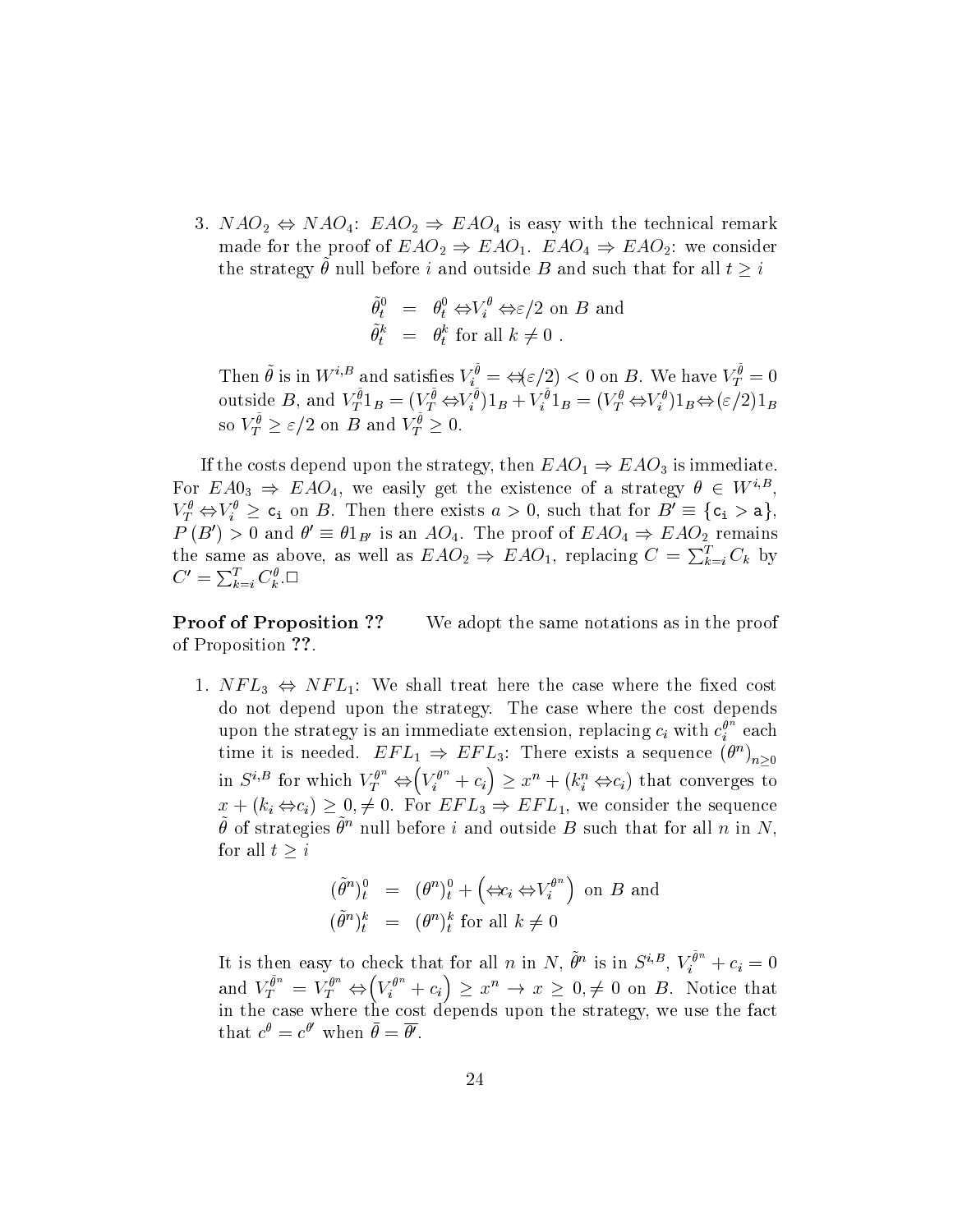3. $NAO_2 \Leftrightarrow NAO_4$: $EAO_2 \Rightarrow EAO_4$ is easy with the technical remark made for the proof of $EAO_2 \Rightarrow EAO_1$. $EAO_4 \Rightarrow EAO_2$: we consider the strategy $\tilde{\theta}$ null before $i$ and outside $B$ and such that for all $t \geq i$

$$
\begin{aligned}
\tilde{\theta}_t^0 &= \theta_t^0 \Leftrightarrow V_i^\theta \Leftrightarrow \varepsilon/2 \text{ on } B \text{ and} \\
\tilde{\theta}_t^k &= \theta_t^k \text{ for all } k \neq 0 \ .
\end{aligned}
$$

Then $\tilde{\theta}$ is in $W^{i,B}$ and satisfies $V_i^{\tilde{\theta}} = \Leftrightarrow(\varepsilon/2) < 0$ on $B$. We have $V_T^{\tilde{\theta}} = 0$ outside $B$, and $V_T^{\tilde{\theta}} 1_B = (V_T^{\tilde{\theta}} \Leftrightarrow V_i^{\tilde{\theta}})1_B + V_i^{\tilde{\theta}} 1_B = (V_T^\theta \Leftrightarrow V_i^\theta)1_B \Leftrightarrow (\varepsilon/2)1_B$ so $V_T^{\tilde{\theta}} \geq \varepsilon/2$ on $B$ and $V_T^{\tilde{\theta}} \geq 0$.

If the costs depend upon the strategy, then $EAO_1 \Rightarrow EAO_3$ is immediate. For $EA0_3 \Rightarrow EAO_4$, we easily get the existence of a strategy $\theta \in W^{i,B}$, $V_T^\theta \Leftrightarrow V_i^\theta \geq \mathtt{c_i}$ on $B$. Then there exists $a > 0$, such that for $B' \equiv \{\mathtt{c_i} > \mathtt{a}\}$, $P(B') > 0$ and $\theta' \equiv \theta 1_{B'}$ is an $AO_4$. The proof of $EAO_4 \Rightarrow EAO_2$ remains the same as above, as well as $EAO_2 \Rightarrow EAO_1$, replacing $C = \sum_{k=i}^T C_k$ by $C' = \sum_{k=i}^T C_k^\theta$.□

**Proof of Proposition ??** We adopt the same notations as in the proof of Proposition **??**.

1. $NFL_3 \Leftrightarrow NFL_1$: We shall treat here the case where the fixed cost do not depend upon the strategy. The case where the cost depends upon the strategy is an immediate extension, replacing $c_i$ with $c_i^{\theta^n}$ each time it is needed. $EFL_1 \Rightarrow EFL_3$: There exists a sequence $(\theta^n)_{n \geq 0}$ in $S^{i,B}$ for which $V_T^{\theta^n} \Leftrightarrow \left(V_i^{\theta^n} + c_i\right) \geq x^n + (k_i^n \Leftrightarrow c_i)$ that converges to $x + (k_i \Leftrightarrow c_i) \geq 0, \neq 0$. For $EFL_3 \Rightarrow EFL_1$, we consider the sequence $\tilde{\theta}$ of strategies $\tilde{\theta}^n$ null before $i$ and outside $B$ such that for all $n$ in $N$, for all $t \geq i$

$$
\begin{aligned}
(\tilde{\theta}^n)_t^0 &= (\theta^n)_t^0 + \left(\Leftrightarrow c_i \Leftrightarrow V_i^{\theta^n}\right) \text{ on } B \text{ and} \\
(\tilde{\theta}^n)_t^k &= (\theta^n)_t^k \text{ for all } k \neq 0
\end{aligned}
$$

It is then easy to check that for all $n$ in $N$, $\tilde{\theta}^n$ is in $S^{i,B}$, $V_i^{\tilde{\theta}^n} + c_i = 0$ and $V_T^{\tilde{\theta}^n} = V_T^{\theta^n} \Leftrightarrow \left(V_i^{\theta^n} + c_i\right) \geq x^n \rightarrow x \geq 0, \neq 0$ on $B$. Notice that in the case where the cost depends upon the strategy, we use the fact that $c^\theta = c^{\theta'}$ when $\bar{\theta} = \overline{\theta'}$.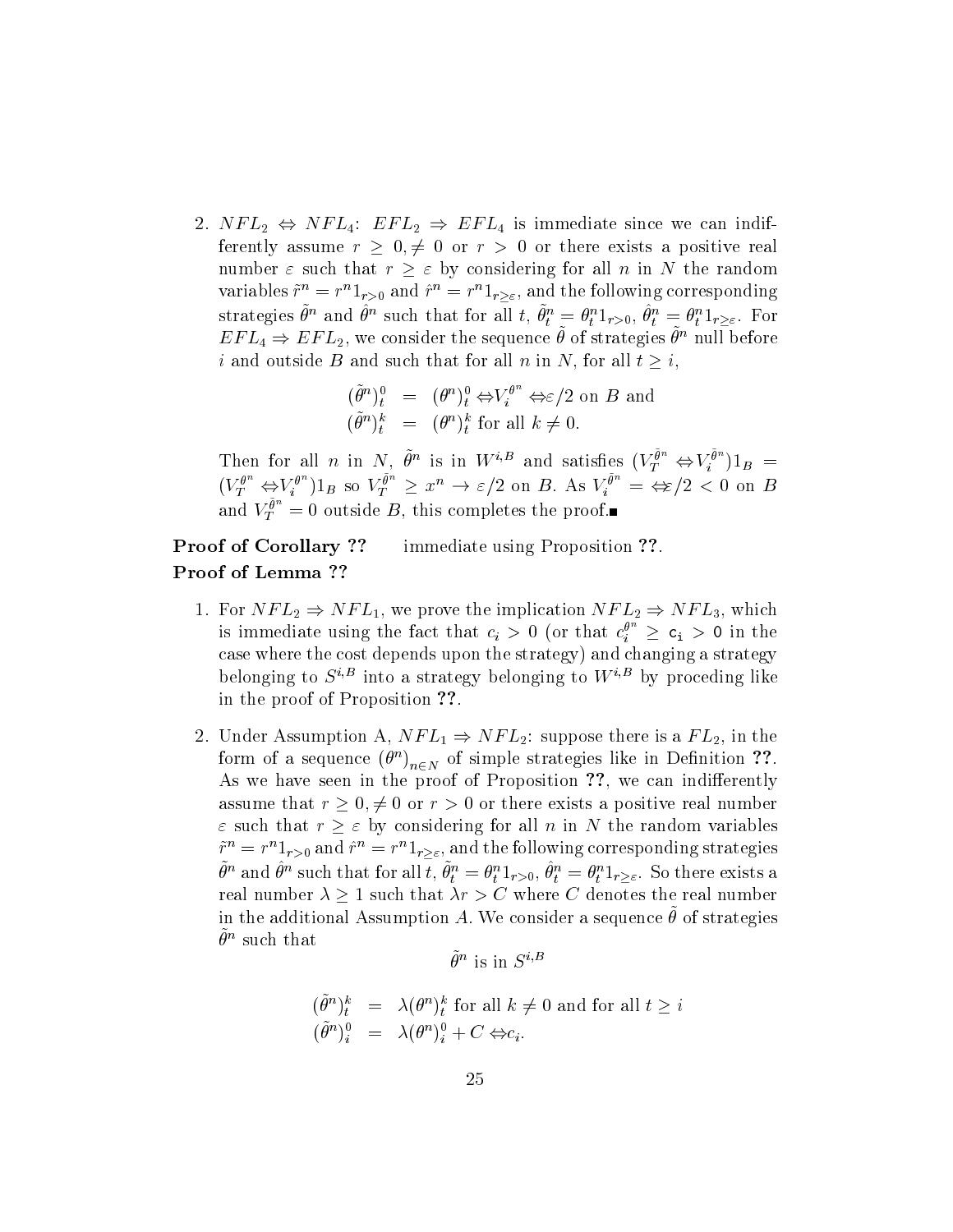2. $NFL_2 \Leftrightarrow NFL_4$: $EFL_2 \Rightarrow EFL_4$ is immediate since we can indifferently assume $r \geq 0, \neq 0$ or $r > 0$ or there exists a positive real number $\varepsilon$ such that $r \geq \varepsilon$ by considering for all $n$ in $N$ the random variables $\tilde{r}^n = r^n 1_{r>0}$ and $\hat{r}^n = r^n 1_{r \geq \varepsilon}$, and the following corresponding strategies $\tilde{\theta}^n$ and $\hat{\theta}^n$ such that for all $t$, $\tilde{\theta}^n_t = \theta^n_t 1_{r>0}$, $\hat{\theta}^n_t = \theta^n_t 1_{r \geq \varepsilon}$. For $EFL_4 \Rightarrow EFL_2$, we consider the sequence $\tilde{\theta}$ of strategies $\tilde{\theta}^n$ null before $i$ and outside $B$ and such that for all $n$ in $N$, for all $t \geq i$,

$$
\begin{aligned}
(\tilde{\theta}^n)^0_t &= (\theta^n)^0_t - V^{\theta^n}_i - \varepsilon/2 \text{ on } B \text{ and} \\
(\tilde{\theta}^n)^k_t &= (\theta^n)^k_t \text{ for all } k \neq 0.
\end{aligned}
$$

Then for all $n$ in $N$, $\tilde{\theta}^n$ is in $W^{i,B}$ and satisfies $(V^{\tilde{\theta}^n}_T - V^{\tilde{\theta}^n}_i)1_B = (V^{\theta^n}_T - V^{\theta^n}_i)1_B$ so $V^{\tilde{\theta}^n}_T \geq x^n \to \varepsilon/2$ on $B$. As $V^{\tilde{\theta}^n}_i = -\varepsilon/2 < 0$ on $B$ and $V^{\tilde{\theta}^n}_T = 0$ outside $B$, this completes the proof.■

**Proof of Corollary ??** immediate using Proposition **??**.

**Proof of Lemma ??**

1. For $NFL_2 \Rightarrow NFL_1$, we prove the implication $NFL_2 \Rightarrow NFL_3$, which is immediate using the fact that $c_i > 0$ (or that $c^{\theta^n}_i \geq c_i > 0$ in the case where the cost depends upon the strategy) and changing a strategy belonging to $S^{i,B}$ into a strategy belonging to $W^{i,B}$ by proceding like in the proof of Proposition **??**.

2. Under Assumption A, $NFL_1 \Rightarrow NFL_2$: suppose there is a $FL_2$, in the form of a sequence $(\theta^n)_{n \in N}$ of simple strategies like in Definition **??**. As we have seen in the proof of Proposition **??**, we can indifferently assume that $r \geq 0, \neq 0$ or $r > 0$ or there exists a positive real number $\varepsilon$ such that $r \geq \varepsilon$ by considering for all $n$ in $N$ the random variables $\tilde{r}^n = r^n 1_{r>0}$ and $\hat{r}^n = r^n 1_{r \geq \varepsilon}$, and the following corresponding strategies $\tilde{\theta}^n$ and $\hat{\theta}^n$ such that for all $t$, $\tilde{\theta}^n_t = \theta^n_t 1_{r>0}$, $\hat{\theta}^n_t = \theta^n_t 1_{r \geq \varepsilon}$. So there exists a real number $\lambda \geq 1$ such that $\lambda r > C$ where $C$ denotes the real number in the additional Assumption $A$. We consider a sequence $\tilde{\theta}$ of strategies $\tilde{\theta}^n$ such that

$$
\tilde{\theta}^n \text{ is in } S^{i,B}
$$

$$
\begin{aligned}
(\tilde{\theta}^n)^k_t &= \lambda (\theta^n)^k_t \text{ for all } k \neq 0 \text{ and for all } t \geq i \\
(\tilde{\theta}^n)^0_i &= \lambda (\theta^n)^0_i + C - c_i.
\end{aligned}
$$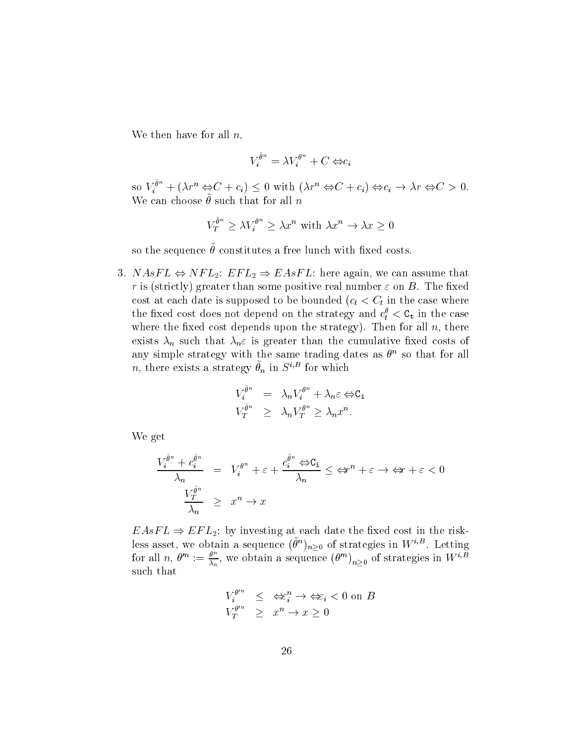We then have for all $n$,

$$V_i^{\tilde{\theta}^n} = \lambda V_i^{\theta^n} + C - c_i$$

so $V_i^{\tilde{\theta}^n} + (\lambda r^n - C + c_i) \leq 0$ with $(\lambda r^n - C + c_i) - c_i \to \lambda r - C > 0$. We can choose $\tilde{\theta}$ such that for all $n$

$$V_T^{\tilde{\theta}^n} \geq \lambda V_i^{\theta^n} \geq \lambda x^n \text{ with } \lambda x^n \to \lambda x \geq 0$$

so the sequence $\tilde{\theta}$ constitutes a free lunch with fixed costs.

3. $NAsFL \Leftrightarrow NFL_2$: $EFL_2 \Rightarrow EAsFL$: here again, we can assume that $r$ is (strictly) greater than some positive real number $\varepsilon$ on $B$. The fixed cost at each date is supposed to be bounded ($c_t < C_t$ in the case where the fixed cost does not depend on the strategy and $c_t^\theta < \mathtt{C}_t$ in the case where the fixed cost depends upon the strategy). Then for all $n$, there exists $\lambda_n$ such that $\lambda_n \varepsilon$ is greater than the cumulative fixed costs of any simple strategy with the same trading dates as $\theta^n$ so that for all $n$, there exists a strategy $\tilde{\theta}_n$ in $S^{i,B}$ for which

$$\begin{aligned} V_i^{\tilde{\theta}^n} &= \lambda_n V_i^{\theta^n} + \lambda_n \varepsilon - \mathtt{C}_i \\ V_T^{\tilde{\theta}^n} &\geq \lambda_n V_T^{\theta^n} \geq \lambda_n x^n. \end{aligned}$$

We get

$$\begin{aligned} \frac{V_i^{\tilde{\theta}^n} + c_i^{\tilde{\theta}^n}}{\lambda_n} &= V_i^{\theta^n} + \varepsilon + \frac{c_i^{\tilde{\theta}^n} - \mathtt{C}_i}{\lambda_n} \leq -r^n + \varepsilon \to -r + \varepsilon < 0 \\ \frac{V_T^{\tilde{\theta}^n}}{\lambda_n} &\geq x^n \to x \end{aligned}$$

$EAsFL \Rightarrow EFL_2$: by investing at each date the fixed cost in the riskless asset, we obtain a sequence $(\tilde{\theta}^n)_{n\geq 0}$ of strategies in $W^{i,B}$. Letting for all $n$, $\theta'^n := \frac{\theta^n}{\lambda_n}$, we obtain a sequence $(\theta'^n)_{n\geq 0}$ of strategies in $W^{i,B}$ such that

$$\begin{aligned} V_i^{\theta'^n} &\leq -\varepsilon_i^n \to -\varepsilon_i < 0 \text{ on } B \\ V_T^{\theta'^n} &\geq x^n \to x \geq 0 \end{aligned}$$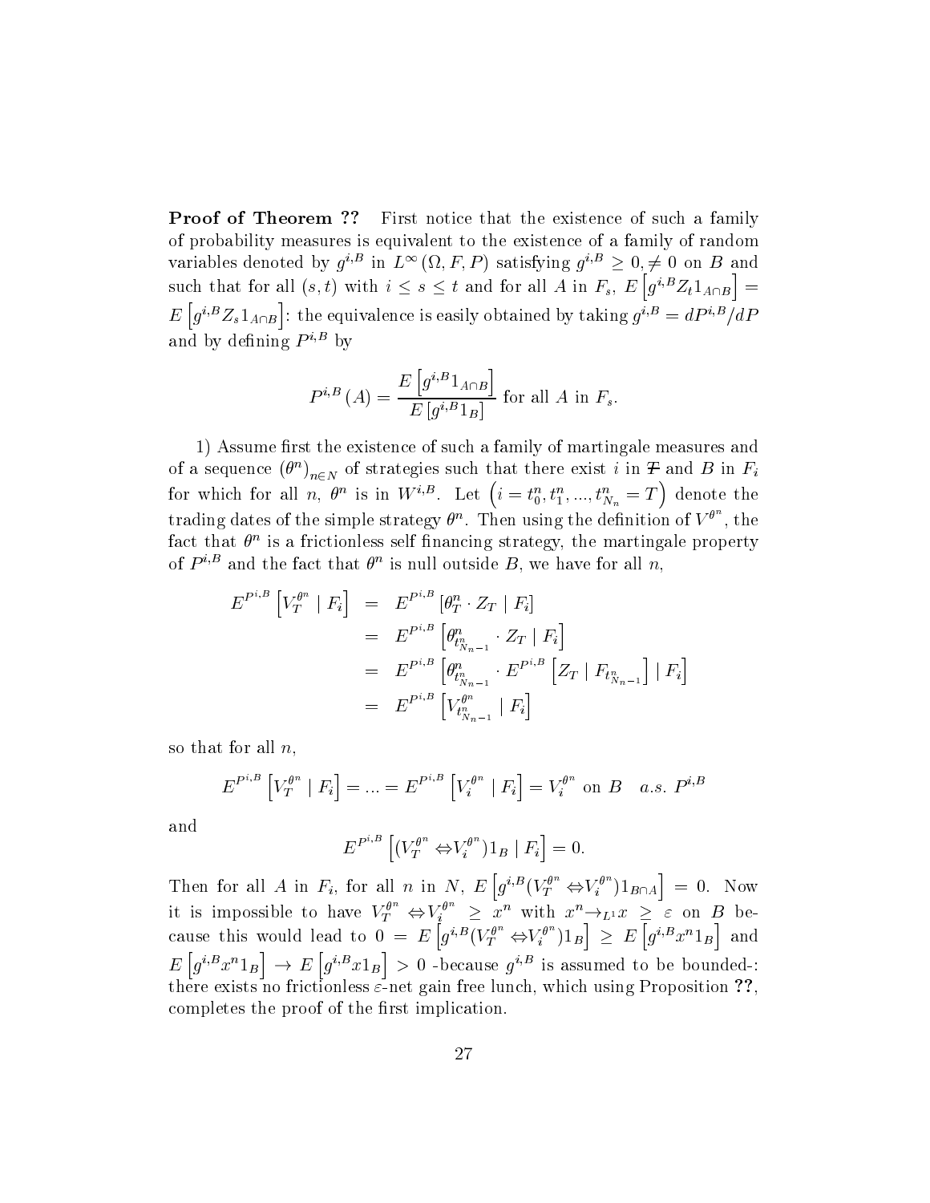**Proof of Theorem ??** First notice that the existence of such a family of probability measures is equivalent to the existence of a family of random variables denoted by $g^{i,B}$ in $L^{\infty}(\Omega, F, P)$ satisfying $g^{i,B} \geq 0, \neq 0$ on $B$ and such that for all $(s,t)$ with $i \leq s \leq t$ and for all $A$ in $F_s$, $E\left[g^{i,B} Z_t 1_{A \cap B}\right] = E\left[g^{i,B} Z_s 1_{A \cap B}\right]$: the equivalence is easily obtained by taking $g^{i,B} = dP^{i,B}/dP$ and by defining $P^{i,B}$ by

$$P^{i,B}(A) = \frac{E\left[g^{i,B} 1_{A \cap B}\right]}{E\left[g^{i,B} 1_B\right]} \text{ for all } A \text{ in } F_s.$$

1) Assume first the existence of such a family of martingale measures and of a sequence $(\theta^n)_{n \in N}$ of strategies such that there exist $i$ in $\mathcal{T}$ and $B$ in $F_i$ for which for all $n$, $\theta^n$ is in $W^{i,B}$. Let $\left(i = t_0^n, t_1^n, ..., t_{N_n}^n = T\right)$ denote the trading dates of the simple strategy $\theta^n$. Then using the definition of $V^{\theta^n}$, the fact that $\theta^n$ is a frictionless self financing strategy, the martingale property of $P^{i,B}$ and the fact that $\theta^n$ is null outside $B$, we have for all $n$,

$$\begin{aligned}
E^{P^{i,B}}\left[V_T^{\theta^n} \mid F_i\right] &= E^{P^{i,B}}\left[\theta_T^n \cdot Z_T \mid F_i\right] \\
&= E^{P^{i,B}}\left[\theta_{t_{N_n-1}^n}^n \cdot Z_T \mid F_i\right] \\
&= E^{P^{i,B}}\left[\theta_{t_{N_n-1}^n}^n \cdot E^{P^{i,B}}\left[Z_T \mid F_{t_{N_n-1}^n}\right] \mid F_i\right] \\
&= E^{P^{i,B}}\left[V_{t_{N_n-1}^n}^{\theta^n} \mid F_i\right]
\end{aligned}$$

so that for all $n$,

$$E^{P^{i,B}}\left[V_T^{\theta^n} \mid F_i\right] = ... = E^{P^{i,B}}\left[V_i^{\theta^n} \mid F_i\right] = V_i^{\theta^n} \text{ on } B \quad a.s.\ P^{i,B}$$

and

$$E^{P^{i,B}}\left[(V_T^{\theta^n} - V_i^{\theta^n}) 1_B \mid F_i\right] = 0.$$

Then for all $A$ in $F_i$, for all $n$ in $N$, $E\left[g^{i,B}(V_T^{\theta^n} - V_i^{\theta^n}) 1_{B \cap A}\right] = 0$. Now it is impossible to have $V_T^{\theta^n} - V_i^{\theta^n} \geq x^n$ with $x^n \rightarrow_{L^1} x \geq \varepsilon$ on $B$ because this would lead to $0 = E\left[g^{i,B}(V_T^{\theta^n} - V_i^{\theta^n}) 1_B\right] \geq E\left[g^{i,B} x^n 1_B\right]$ and $E\left[g^{i,B} x^n 1_B\right] \rightarrow E\left[g^{i,B} x 1_B\right] > 0$ -because $g^{i,B}$ is assumed to be bounded-: there exists no frictionless $\varepsilon$-net gain free lunch, which using Proposition **??**, completes the proof of the first implication.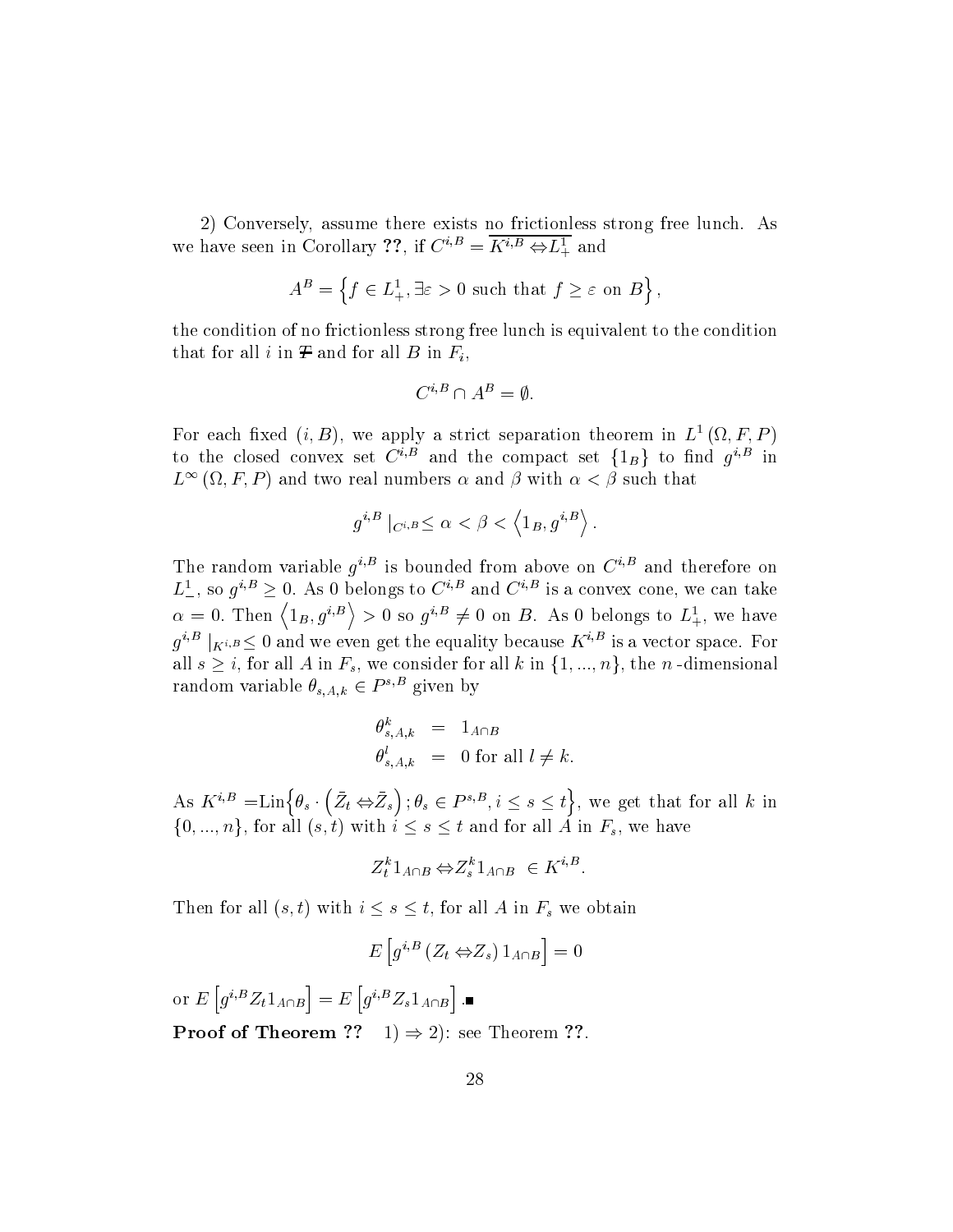2) Conversely, assume there exists no frictionless strong free lunch. As we have seen in Corollary **??**, if $C^{i,B} = \overline{K^{i,B} \Leftrightarrow L^1_+}$ and

$$A^B = \left\{ f \in L^1_+, \exists \varepsilon > 0 \text{ such that } f \geq \varepsilon \text{ on } B \right\},$$

the condition of no frictionless strong free lunch is equivalent to the condition that for all $i$ in $\mathcal{T}$ and for all $B$ in $F_i$,

$$C^{i,B} \cap A^B = \emptyset.$$

For each fixed $(i, B)$, we apply a strict separation theorem in $L^1(\Omega, F, P)$ to the closed convex set $C^{i,B}$ and the compact set $\{1_B\}$ to find $g^{i,B}$ in $L^\infty(\Omega, F, P)$ and two real numbers $\alpha$ and $\beta$ with $\alpha < \beta$ such that

$$g^{i,B} \mid_{C^{i,B}} \leq \alpha < \beta < \left\langle 1_B, g^{i,B} \right\rangle.$$

The random variable $g^{i,B}$ is bounded from above on $C^{i,B}$ and therefore on $L^1_-$, so $g^{i,B} \geq 0$. As 0 belongs to $C^{i,B}$ and $C^{i,B}$ is a convex cone, we can take $\alpha = 0$. Then $\left\langle 1_B, g^{i,B} \right\rangle > 0$ so $g^{i,B} \neq 0$ on $B$. As 0 belongs to $L^1_+$, we have $g^{i,B} \mid_{K^{i,B}} \leq 0$ and we even get the equality because $K^{i,B}$ is a vector space. For all $s \geq i$, for all $A$ in $F_s$, we consider for all $k$ in $\{1, ..., n\}$, the $n$-dimensional random variable $\theta_{s,A,k} \in P^{s,B}$ given by

$$\begin{aligned}
\theta^k_{s,A,k} &= 1_{A \cap B} \\
\theta^l_{s,A,k} &= 0 \text{ for all } l \neq k.
\end{aligned}$$

As $K^{i,B} = \text{Lin}\left\{ \theta_s \cdot \left( \bar{Z}_t \Leftrightarrow \bar{Z}_s \right); \theta_s \in P^{s,B}, i \leq s \leq t \right\}$, we get that for all $k$ in $\{0, ..., n\}$, for all $(s, t)$ with $i \leq s \leq t$ and for all $A$ in $F_s$, we have

$$Z^k_t 1_{A \cap B} \Leftrightarrow Z^k_s 1_{A \cap B} \in K^{i,B}.$$

Then for all $(s, t)$ with $i \leq s \leq t$, for all $A$ in $F_s$ we obtain

$$E\left[ g^{i,B} \left( Z_t \Leftrightarrow Z_s \right) 1_{A \cap B} \right] = 0$$

or $E\left[ g^{i,B} Z_t 1_{A \cap B} \right] = E\left[ g^{i,B} Z_s 1_{A \cap B} \right]$. ∎

**Proof of Theorem ??** 1) $\Rightarrow$ 2): see Theorem **??**.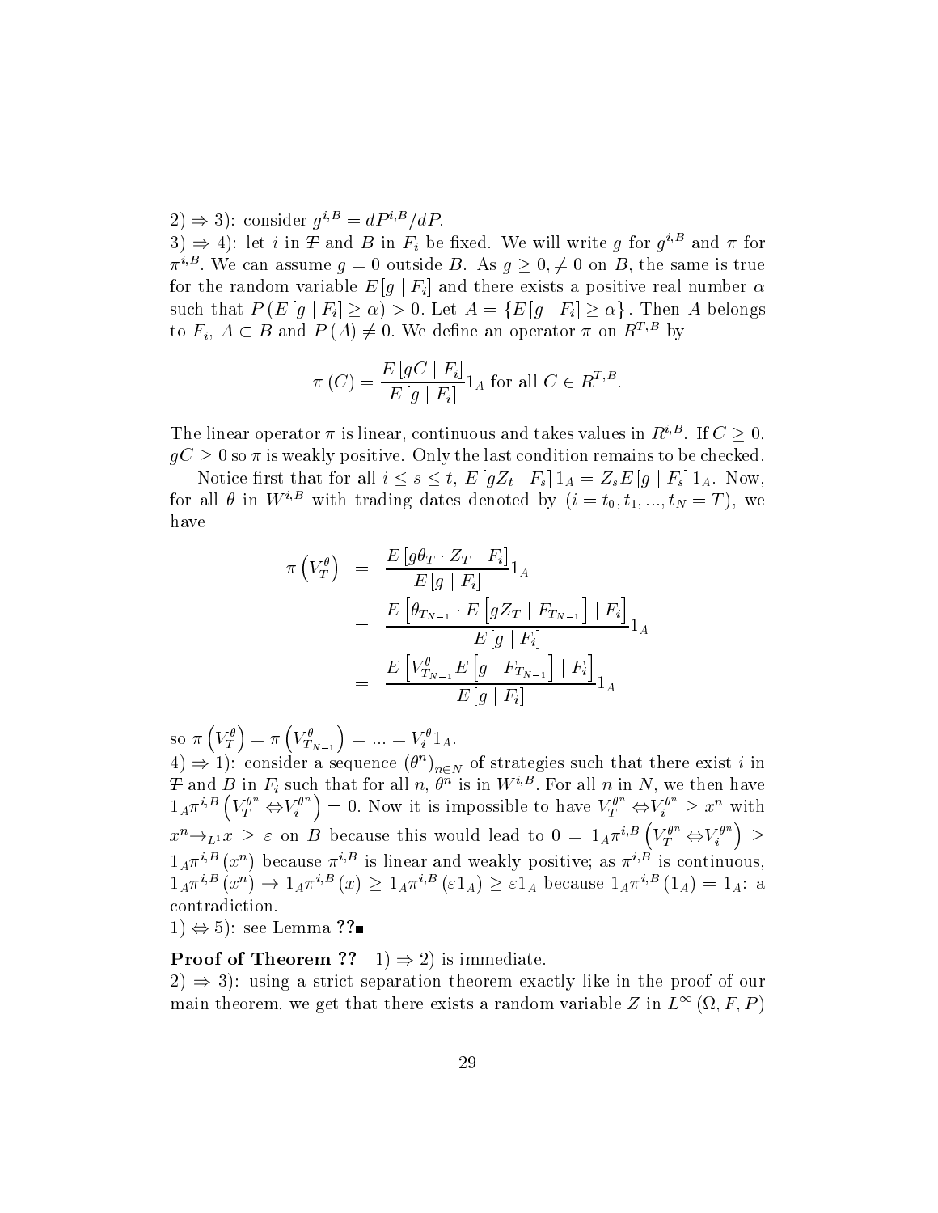2) $\Rightarrow$ 3): consider $g^{i,B} = dP^{i,B}/dP$.
3) $\Rightarrow$ 4): let $i$ in $\mathcal{T}$ and $B$ in $F_i$ be fixed. We will write $g$ for $g^{i,B}$ and $\pi$ for $\pi^{i,B}$. We can assume $g = 0$ outside $B$. As $g \geq 0, \neq 0$ on $B$, the same is true for the random variable $E[g \mid F_i]$ and there exists a positive real number $\alpha$ such that $P(E[g \mid F_i] \geq \alpha) > 0$. Let $A = \{E[g \mid F_i] \geq \alpha\}$. Then $A$ belongs to $F_i$, $A \subset B$ and $P(A) \neq 0$. We define an operator $\pi$ on $R^{T,B}$ by

$$\pi(C) = \frac{E[gC \mid F_i]}{E[g \mid F_i]} 1_A \text{ for all } C \in R^{T,B}.$$

The linear operator $\pi$ is linear, continuous and takes values in $R^{i,B}$. If $C \geq 0$, $gC \geq 0$ so $\pi$ is weakly positive. Only the last condition remains to be checked.

Notice first that for all $i \leq s \leq t$, $E[gZ_t \mid F_s] 1_A = Z_s E[g \mid F_s] 1_A$. Now, for all $\theta$ in $W^{i,B}$ with trading dates denoted by $(i = t_0, t_1, ..., t_N = T)$, we have

$$\begin{aligned}
\pi\left(V_T^\theta\right) &= \frac{E[g\theta_T \cdot Z_T \mid F_i]}{E[g \mid F_i]} 1_A \\
&= \frac{E\left[\theta_{T_{N-1}} \cdot E\left[gZ_T \mid F_{T_{N-1}}\right] \mid F_i\right]}{E[g \mid F_i]} 1_A \\
&= \frac{E\left[V_{T_{N-1}}^\theta E\left[g \mid F_{T_{N-1}}\right] \mid F_i\right]}{E[g \mid F_i]} 1_A
\end{aligned}$$

so $\pi\left(V_T^\theta\right) = \pi\left(V_{T_{N-1}}^\theta\right) = ... = V_i^\theta 1_A$.
4) $\Rightarrow$ 1): consider a sequence $(\theta^n)_{n \in N}$ of strategies such that there exist $i$ in $\mathcal{T}$ and $B$ in $F_i$ such that for all $n$, $\theta^n$ is in $W^{i,B}$. For all $n$ in $N$, we then have $1_A \pi^{i,B}\left(V_T^{\theta^n} - V_i^{\theta^n}\right) = 0$. Now it is impossible to have $V_T^{\theta^n} - V_i^{\theta^n} \geq x^n$ with $x^n \rightarrow_{L^1} x \geq \varepsilon$ on $B$ because this would lead to $0 = 1_A \pi^{i,B}\left(V_T^{\theta^n} - V_i^{\theta^n}\right) \geq 1_A \pi^{i,B}(x^n)$ because $\pi^{i,B}$ is linear and weakly positive; as $\pi^{i,B}$ is continuous, $1_A \pi^{i,B}(x^n) \rightarrow 1_A \pi^{i,B}(x) \geq 1_A \pi^{i,B}(\varepsilon 1_A) \geq \varepsilon 1_A$ because $1_A \pi^{i,B}(1_A) = 1_A$: a contradiction.
1) $\Leftrightarrow$ 5): see Lemma **??**■

**Proof of Theorem ??** 1) $\Rightarrow$ 2) is immediate.
2) $\Rightarrow$ 3): using a strict separation theorem exactly like in the proof of our main theorem, we get that there exists a random variable $Z$ in $L^\infty(\Omega, F, P)$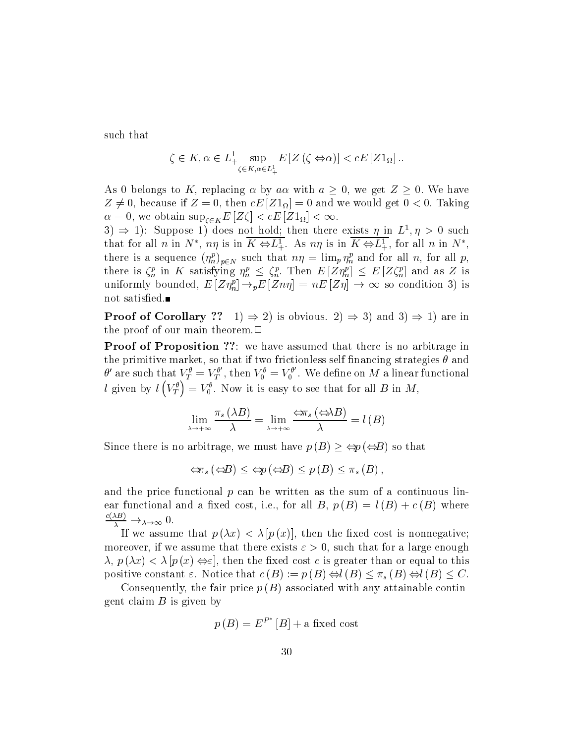such that

$$\zeta \in K, \alpha \in L^1_+ \sup_{\zeta \in K, \alpha \in L^1_+} E\left[Z\left(\zeta - \alpha\right)\right] < cE\left[Z1_\Omega\right]..$$

As 0 belongs to $K$, replacing $\alpha$ by $a\alpha$ with $a \geq 0$, we get $Z \geq 0$. We have $Z \neq 0$, because if $Z = 0$, then $cE\left[Z1_\Omega\right] = 0$ and we would get $0 < 0$. Taking $\alpha = 0$, we obtain $\sup_{\zeta \in K} E\left[Z\zeta\right] < cE\left[Z1_\Omega\right] < \infty$.

3) $\Rightarrow$ 1): Suppose 1) does not hold; then there exists $\eta$ in $L^1, \eta > 0$ such that for all $n$ in $N^*$, $n\eta$ is in $\overline{K - L^1_+}$. As $n\eta$ is in $\overline{K - L^1_+}$, for all $n$ in $N^*$, there is a sequence $\left(\eta^p_n\right)_{p \in N}$ such that $n\eta = \lim_p \eta^p_n$ and for all $n$, for all $p$, there is $\zeta^p_n$ in $K$ satisfying $\eta^p_n \leq \zeta^p_n$. Then $E\left[Z\eta^p_n\right] \leq E\left[Z\zeta^p_n\right]$ and as $Z$ is uniformly bounded, $E\left[Z\eta^p_n\right] \to_p E\left[Zn\eta\right] = nE\left[Z\eta\right] \to \infty$ so condition 3) is not satisfied.■

**Proof of Corollary ??** 1) $\Rightarrow$ 2) is obvious. 2) $\Rightarrow$ 3) and 3) $\Rightarrow$ 1) are in the proof of our main theorem.□

**Proof of Proposition ??**: we have assumed that there is no arbitrage in the primitive market, so that if two frictionless self financing strategies $\theta$ and $\theta'$ are such that $V^\theta_T = V^{\theta'}_T$, then $V^\theta_0 = V^{\theta'}_0$. We define on $M$ a linear functional $l$ given by $l\left(V^\theta_T\right) = V^\theta_0$. Now it is easy to see that for all $B$ in $M$,

$$\lim_{\lambda \to +\infty} \frac{\pi_s\left(\lambda B\right)}{\lambda} = \lim_{\lambda \to +\infty} \frac{-\pi_s\left(-\lambda B\right)}{\lambda} = l\left(B\right)$$

Since there is no arbitrage, we must have $p\left(B\right) \geq -p\left(-B\right)$ so that

$$-\pi_s\left(-B\right) \leq -p\left(-B\right) \leq p\left(B\right) \leq \pi_s\left(B\right),$$

and the price functional $p$ can be written as the sum of a continuous linear functional and a fixed cost, i.e., for all $B$, $p\left(B\right) = l\left(B\right) + c\left(B\right)$ where $\frac{c(\lambda B)}{\lambda} \to_{\lambda \to \infty} 0$.

If we assume that $p\left(\lambda x\right) < \lambda\left[p\left(x\right)\right]$, then the fixed cost is nonnegative; moreover, if we assume that there exists $\varepsilon > 0$, such that for a large enough $\lambda$, $p\left(\lambda x\right) < \lambda\left[p\left(x\right) - \varepsilon\right]$, then the fixed cost $c$ is greater than or equal to this positive constant $\varepsilon$. Notice that $c\left(B\right) := p\left(B\right) - l\left(B\right) \leq \pi_s\left(B\right) - l\left(B\right) \leq C$.

Consequently, the fair price $p\left(B\right)$ associated with any attainable contingent claim $B$ is given by

$$p\left(B\right) = E^{P^*}\left[B\right] + \text{a fixed cost}$$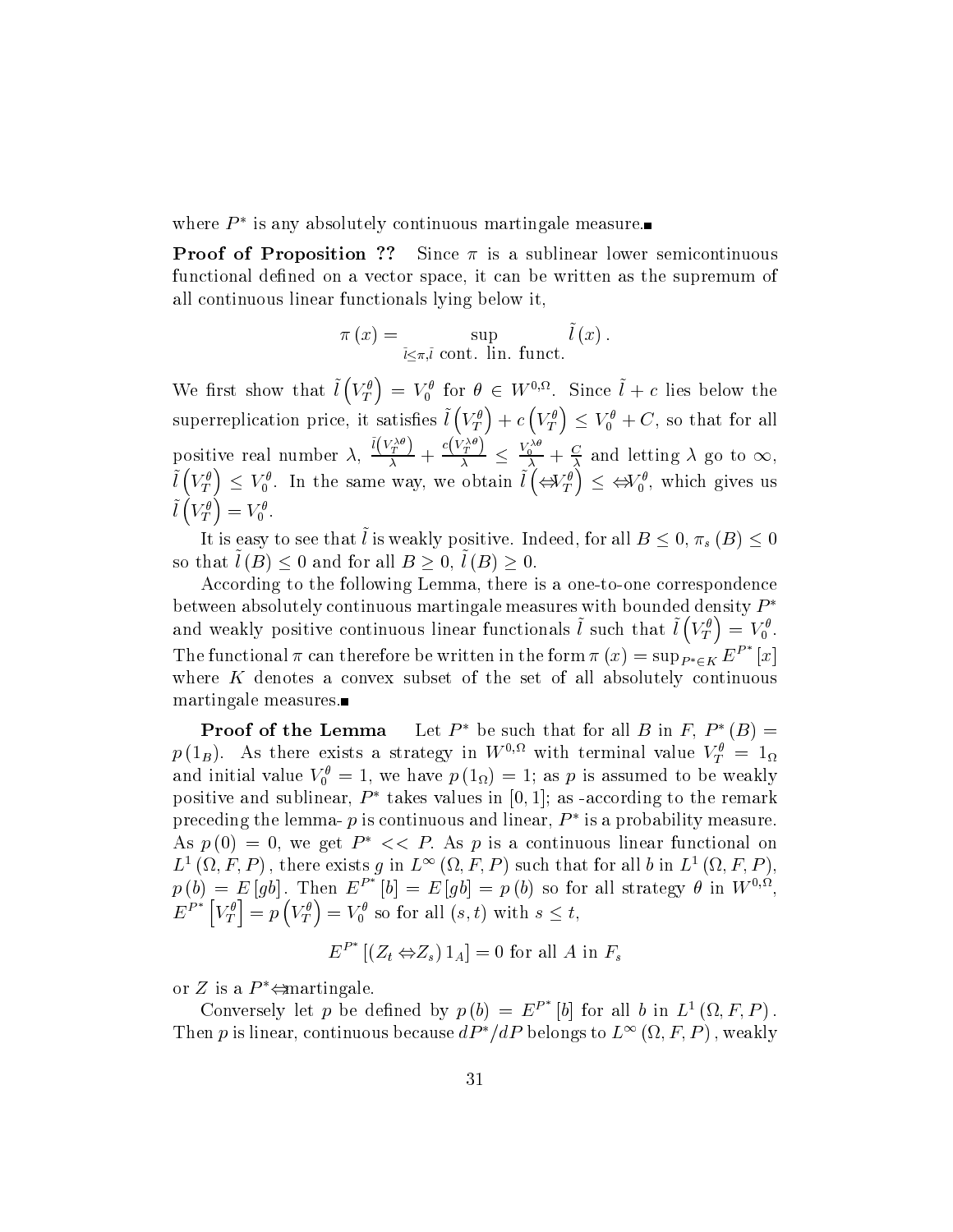where $P^*$ is any absolutely continuous martingale measure.■

**Proof of Proposition ??** Since $\pi$ is a sublinear lower semicontinuous functional defined on a vector space, it can be written as the supremum of all continuous linear functionals lying below it,

$$\pi(x) = \sup_{\tilde{l} \leq \pi, \tilde{l} \text{ cont. lin. funct.}} \tilde{l}(x).$$

We first show that $\tilde{l}\left(V_T^\theta\right) = V_0^\theta$ for $\theta \in W^{0,\Omega}$. Since $\tilde{l} + c$ lies below the superreplication price, it satisfies $\tilde{l}\left(V_T^\theta\right) + c\left(V_T^\theta\right) \leq V_0^\theta + C$, so that for all positive real number $\lambda$, $\frac{\tilde{l}\left(V_T^{\lambda\theta}\right)}{\lambda} + \frac{c\left(V_T^{\lambda\theta}\right)}{\lambda} \leq \frac{V_0^{\lambda\theta}}{\lambda} + \frac{C}{\lambda}$ and letting $\lambda$ go to $\infty$, $\tilde{l}\left(V_T^\theta\right) \leq V_0^\theta$. In the same way, we obtain $\tilde{l}\left(-V_T^\theta\right) \leq -V_0^\theta$, which gives us $\tilde{l}\left(V_T^\theta\right) = V_0^\theta$.

It is easy to see that $\tilde{l}$ is weakly positive. Indeed, for all $B \leq 0$, $\pi_s(B) \leq 0$ so that $\tilde{l}(B) \leq 0$ and for all $B \geq 0$, $\tilde{l}(B) \geq 0$.

According to the following Lemma, there is a one-to-one correspondence between absolutely continuous martingale measures with bounded density $P^*$ and weakly positive continuous linear functionals $\tilde{l}$ such that $\tilde{l}\left(V_T^\theta\right) = V_0^\theta$. The functional $\pi$ can therefore be written in the form $\pi(x) = \sup_{P^* \in K} E^{P^*}[x]$ where $K$ denotes a convex subset of the set of all absolutely continuous martingale measures.■

**Proof of the Lemma** Let $P^*$ be such that for all $B$ in $F$, $P^*(B) = p(1_B)$. As there exists a strategy in $W^{0,\Omega}$ with terminal value $V_T^\theta = 1_\Omega$ and initial value $V_0^\theta = 1$, we have $p(1_\Omega) = 1$; as $p$ is assumed to be weakly positive and sublinear, $P^*$ takes values in $[0,1]$; as -according to the remark preceding the lemma- $p$ is continuous and linear, $P^*$ is a probability measure. As $p(0) = 0$, we get $P^* << P$. As $p$ is a continuous linear functional on $L^1(\Omega, F, P)$, there exists $g$ in $L^\infty(\Omega, F, P)$ such that for all $b$ in $L^1(\Omega, F, P)$, $p(b) = E[gb]$. Then $E^{P^*}[b] = E[gb] = p(b)$ so for all strategy $\theta$ in $W^{0,\Omega}$, $E^{P^*}\left[V_T^\theta\right] = p\left(V_T^\theta\right) = V_0^\theta$ so for all $(s,t)$ with $s \leq t$,

$$E^{P^*}\left[(Z_t - Z_s) 1_A\right] = 0 \text{ for all } A \text{ in } F_s$$

or $Z$ is a $P^*$-martingale.

Conversely let $p$ be defined by $p(b) = E^{P^*}[b]$ for all $b$ in $L^1(\Omega, F, P)$. Then $p$ is linear, continuous because $dP^*/dP$ belongs to $L^\infty(\Omega, F, P)$, weakly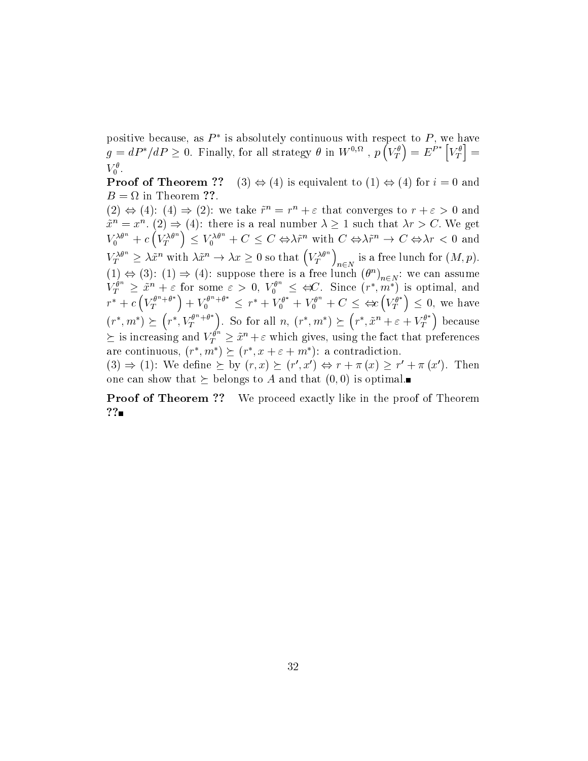positive because, as $P^*$ is absolutely continuous with respect to $P$, we have $g = dP^*/dP \geq 0$. Finally, for all strategy $\theta$ in $W^{0,\Omega}$ , $p\left(V_T^\theta\right) = E^{P^*}\left[V_T^\theta\right] = V_0^\theta$.

**Proof of Theorem ??** (3) $\Leftrightarrow$ (4) is equivalent to (1) $\Leftrightarrow$ (4) for $i = 0$ and $B = \Omega$ in Theorem **??**.

(2) $\Leftrightarrow$ (4): (4) $\Rightarrow$ (2): we take $\tilde{r}^n = r^n + \varepsilon$ that converges to $r + \varepsilon > 0$ and $\tilde{x}^n = x^n$. (2) $\Rightarrow$ (4): there is a real number $\lambda \geq 1$ such that $\lambda r > C$. We get $V_0^{\lambda\theta^n} + c\left(V_T^{\lambda\theta^n}\right) \leq V_0^{\lambda\theta^n} + C \leq C \Leftrightarrow \lambda\tilde{r}^n$ with $C \Leftrightarrow \lambda\tilde{r}^n \to C \Leftrightarrow \lambda r < 0$ and $V_T^{\lambda\theta^n} \geq \lambda\tilde{x}^n$ with $\lambda\tilde{x}^n \to \lambda x \geq 0$ so that $\left(V_T^{\lambda\theta^n}\right)_{n\in N}$ is a free lunch for $(M,p)$.

(1) $\Leftrightarrow$ (3): (1) $\Rightarrow$ (4): suppose there is a free lunch $(\theta^n)_{n\in N}$: we can assume $V_T^{\theta^n} \geq \tilde{x}^n + \varepsilon$ for some $\varepsilon > 0$, $V_0^{\theta^n} \leq \Leftrightarrow C$. Since $(r^*, m^*)$ is optimal, and $r^* + c\left(V_T^{\theta^n+\theta^*}\right) + V_0^{\theta^n+\theta^*} \leq r^* + V_0^{\theta^*} + V_0^{\theta^n} + C \leq \Leftrightarrow c\left(V_T^{\theta^*}\right) \leq 0$, we have $(r^*, m^*) \succeq \left(r^*, V_T^{\theta^n+\theta^*}\right)$. So for all $n$, $(r^*, m^*) \succeq \left(r^*, \tilde{x}^n + \varepsilon + V_T^{\theta^*}\right)$ because $\succeq$ is increasing and $V_T^{\theta^n} \geq \tilde{x}^n + \varepsilon$ which gives, using the fact that preferences are continuous, $(r^*, m^*) \succeq (r^*, x + \varepsilon + m^*)$: a contradiction.

(3) $\Rightarrow$ (1): We define $\succeq$ by $(r,x) \succeq (r',x') \Leftrightarrow r + \pi(x) \geq r' + \pi(x')$. Then one can show that $\succeq$ belongs to $A$ and that $(0,0)$ is optimal.■

**Proof of Theorem ??** We proceed exactly like in the proof of Theorem **??**■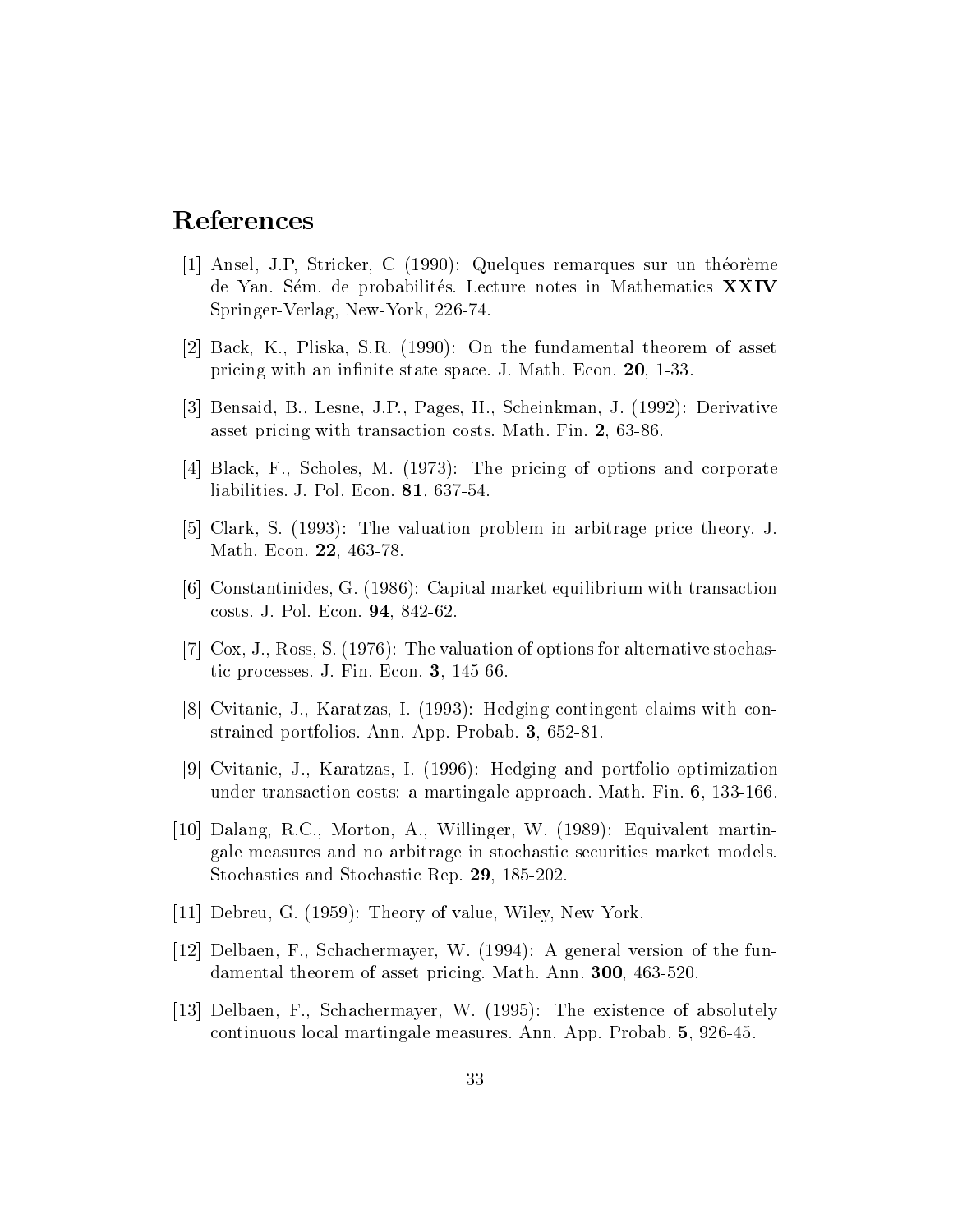# References

[1] Ansel, J.P, Stricker, C (1990): Quelques remarques sur un théorème de Yan. Sém. de probabilités. Lecture notes in Mathematics **XXIV** Springer-Verlag, New-York, 226-74.

[2] Back, K., Pliska, S.R. (1990): On the fundamental theorem of asset pricing with an infinite state space. J. Math. Econ. **20**, 1-33.

[3] Bensaid, B., Lesne, J.P., Pages, H., Scheinkman, J. (1992): Derivative asset pricing with transaction costs. Math. Fin. **2**, 63-86.

[4] Black, F., Scholes, M. (1973): The pricing of options and corporate liabilities. J. Pol. Econ. **81**, 637-54.

[5] Clark, S. (1993): The valuation problem in arbitrage price theory. J. Math. Econ. **22**, 463-78.

[6] Constantinides, G. (1986): Capital market equilibrium with transaction costs. J. Pol. Econ. **94**, 842-62.

[7] Cox, J., Ross, S. (1976): The valuation of options for alternative stochastic processes. J. Fin. Econ. **3**, 145-66.

[8] Cvitanic, J., Karatzas, I. (1993): Hedging contingent claims with constrained portfolios. Ann. App. Probab. **3**, 652-81.

[9] Cvitanic, J., Karatzas, I. (1996): Hedging and portfolio optimization under transaction costs: a martingale approach. Math. Fin. **6**, 133-166.

[10] Dalang, R.C., Morton, A., Willinger, W. (1989): Equivalent martingale measures and no arbitrage in stochastic securities market models. Stochastics and Stochastic Rep. **29**, 185-202.

[11] Debreu, G. (1959): Theory of value, Wiley, New York.

[12] Delbaen, F., Schachermayer, W. (1994): A general version of the fundamental theorem of asset pricing. Math. Ann. **300**, 463-520.

[13] Delbaen, F., Schachermayer, W. (1995): The existence of absolutely continuous local martingale measures. Ann. App. Probab. **5**, 926-45.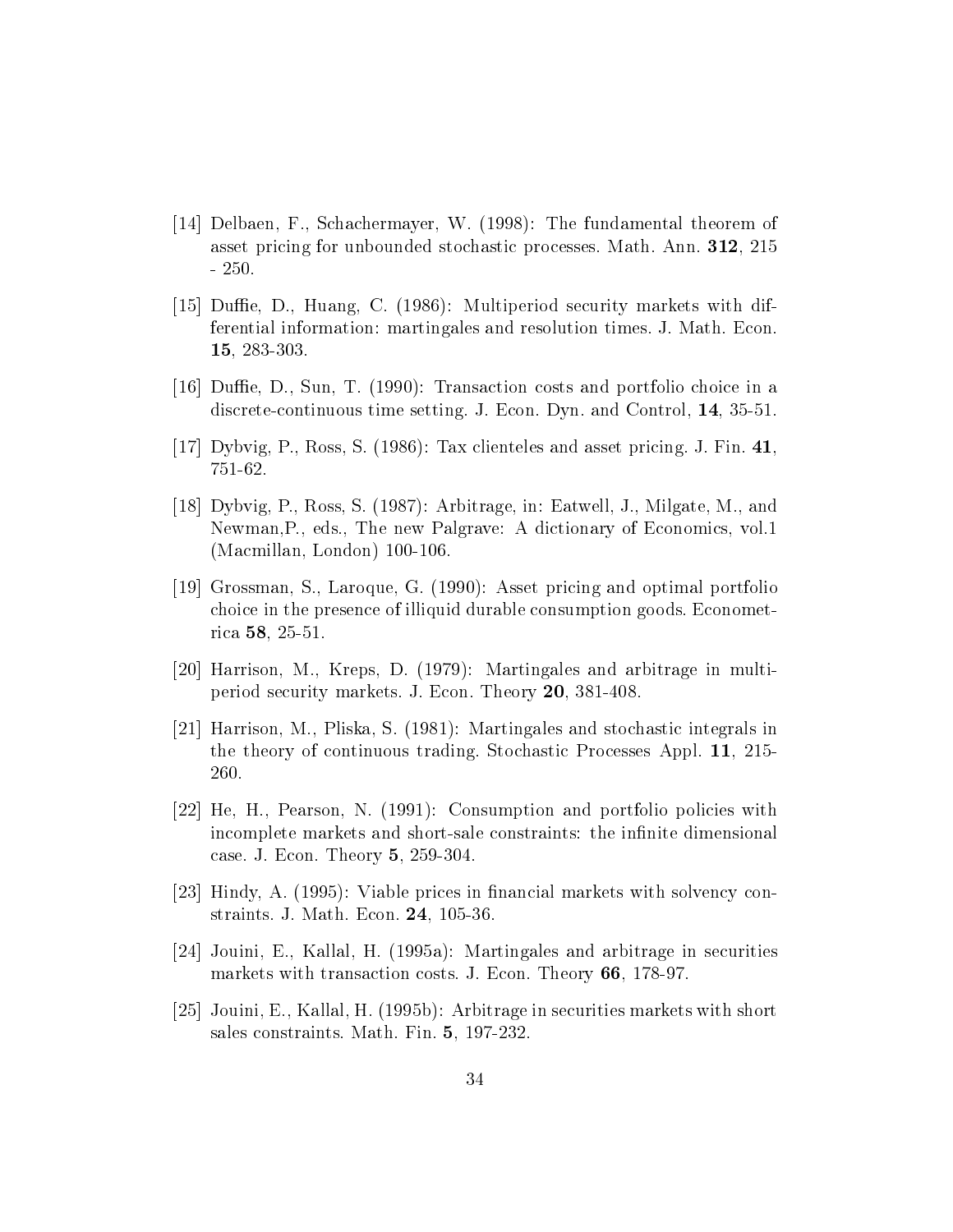[14] Delbaen, F., Schachermayer, W. (1998): The fundamental theorem of asset pricing for unbounded stochastic processes. Math. Ann. **312**, 215 - 250.

[15] Duffie, D., Huang, C. (1986): Multiperiod security markets with differential information: martingales and resolution times. J. Math. Econ. **15**, 283-303.

[16] Duffie, D., Sun, T. (1990): Transaction costs and portfolio choice in a discrete-continuous time setting. J. Econ. Dyn. and Control, **14**, 35-51.

[17] Dybvig, P., Ross, S. (1986): Tax clienteles and asset pricing. J. Fin. **41**, 751-62.

[18] Dybvig, P., Ross, S. (1987): Arbitrage, in: Eatwell, J., Milgate, M., and Newman,P., eds., The new Palgrave: A dictionary of Economics, vol.1 (Macmillan, London) 100-106.

[19] Grossman, S., Laroque, G. (1990): Asset pricing and optimal portfolio choice in the presence of illiquid durable consumption goods. Econometrica **58**, 25-51.

[20] Harrison, M., Kreps, D. (1979): Martingales and arbitrage in multiperiod security markets. J. Econ. Theory **20**, 381-408.

[21] Harrison, M., Pliska, S. (1981): Martingales and stochastic integrals in the theory of continuous trading. Stochastic Processes Appl. **11**, 215-260.

[22] He, H., Pearson, N. (1991): Consumption and portfolio policies with incomplete markets and short-sale constraints: the infinite dimensional case. J. Econ. Theory **5**, 259-304.

[23] Hindy, A. (1995): Viable prices in financial markets with solvency constraints. J. Math. Econ. **24**, 105-36.

[24] Jouini, E., Kallal, H. (1995a): Martingales and arbitrage in securities markets with transaction costs. J. Econ. Theory **66**, 178-97.

[25] Jouini, E., Kallal, H. (1995b): Arbitrage in securities markets with short sales constraints. Math. Fin. **5**, 197-232.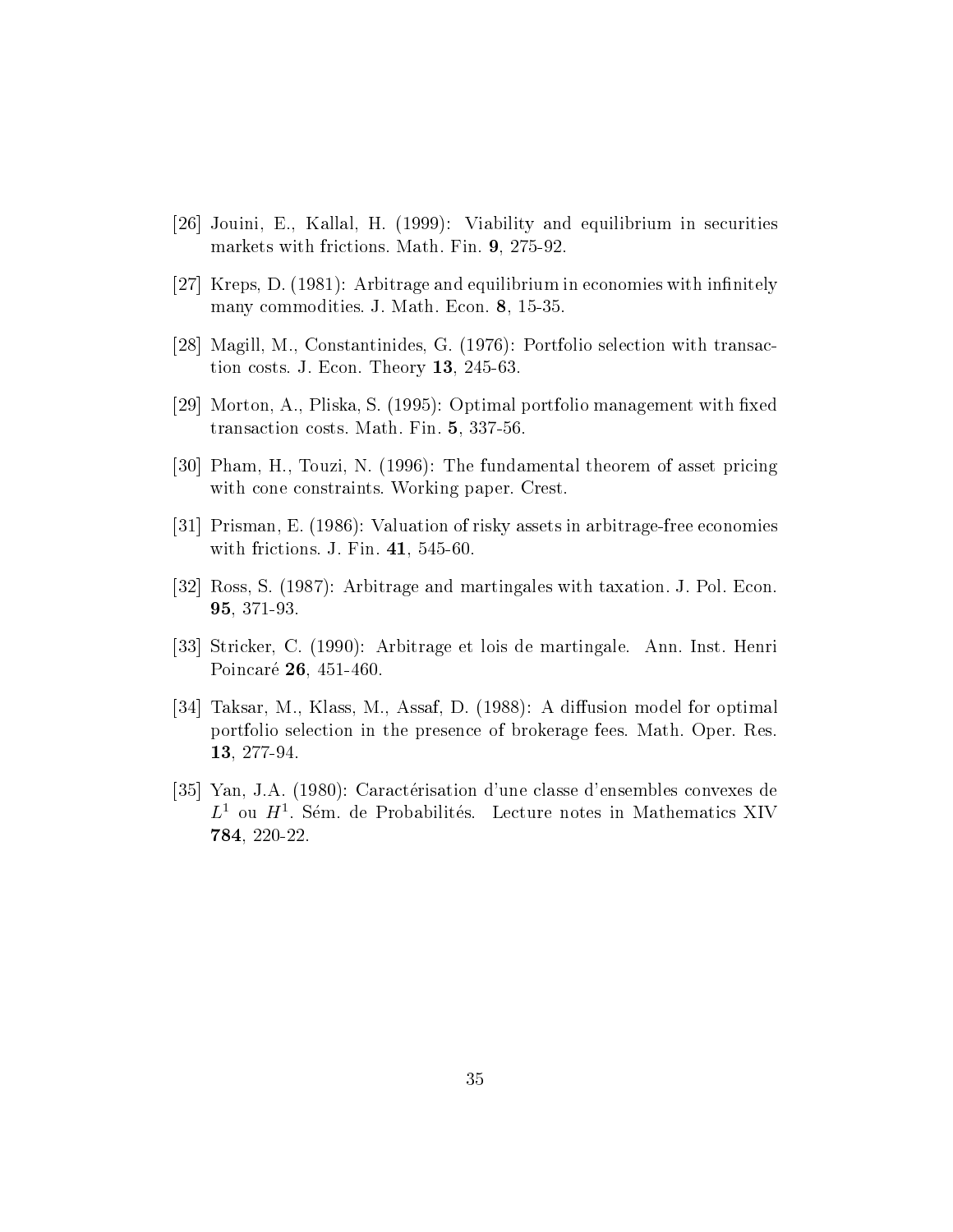[26] Jouini, E., Kallal, H. (1999): Viability and equilibrium in securities markets with frictions. Math. Fin. **9**, 275-92.

[27] Kreps, D. (1981): Arbitrage and equilibrium in economies with infinitely many commodities. J. Math. Econ. **8**, 15-35.

[28] Magill, M., Constantinides, G. (1976): Portfolio selection with transaction costs. J. Econ. Theory **13**, 245-63.

[29] Morton, A., Pliska, S. (1995): Optimal portfolio management with fixed transaction costs. Math. Fin. **5**, 337-56.

[30] Pham, H., Touzi, N. (1996): The fundamental theorem of asset pricing with cone constraints. Working paper. Crest.

[31] Prisman, E. (1986): Valuation of risky assets in arbitrage-free economies with frictions. J. Fin. **41**, 545-60.

[32] Ross, S. (1987): Arbitrage and martingales with taxation. J. Pol. Econ. **95**, 371-93.

[33] Stricker, C. (1990): Arbitrage et lois de martingale. Ann. Inst. Henri Poincaré **26**, 451-460.

[34] Taksar, M., Klass, M., Assaf, D. (1988): A diffusion model for optimal portfolio selection in the presence of brokerage fees. Math. Oper. Res. **13**, 277-94.

[35] Yan, J.A. (1980): Caractérisation d'une classe d'ensembles convexes de $L^1$ ou $H^1$. Sém. de Probabilités. Lecture notes in Mathematics XIV **784**, 220-22.